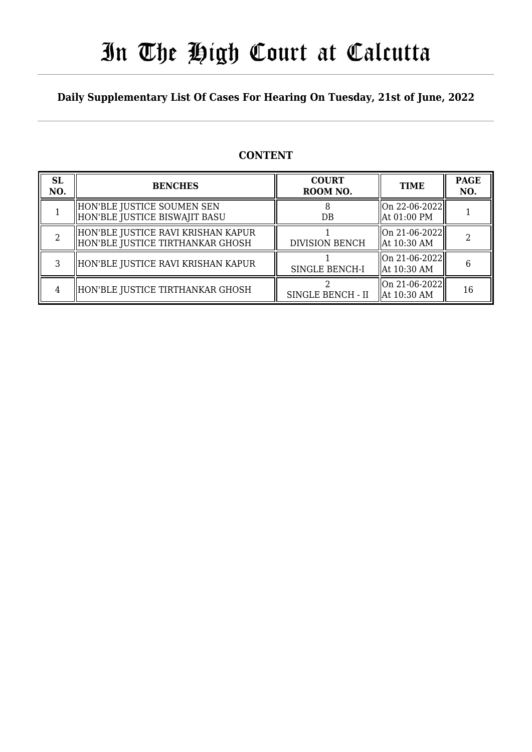# In The High Court at Calcutta

**Daily Supplementary List Of Cases For Hearing On Tuesday, 21st of June, 2022**

## CONTENT

| SL NO. | BENCHES | COURT ROOM NO. | TIME | PAGE NO. |
|---|---|---|---|---|
| 1 | HON'BLE JUSTICE SOUMEN SEN<br>HON'BLE JUSTICE BISWAJIT BASU | 8<br>DB | On 22-06-2022<br>At 01:00 PM | 1 |
| 2 | HON'BLE JUSTICE RAVI KRISHAN KAPUR<br>HON'BLE JUSTICE TIRTHANKAR GHOSH | 1<br>DIVISION BENCH | On 21-06-2022<br>At 10:30 AM | 2 |
| 3 | HON'BLE JUSTICE RAVI KRISHAN KAPUR | 1<br>SINGLE BENCH-I | On 21-06-2022<br>At 10:30 AM | 6 |
| 4 | HON'BLE JUSTICE TIRTHANKAR GHOSH | 2<br>SINGLE BENCH - II | On 21-06-2022<br>At 10:30 AM | 16 |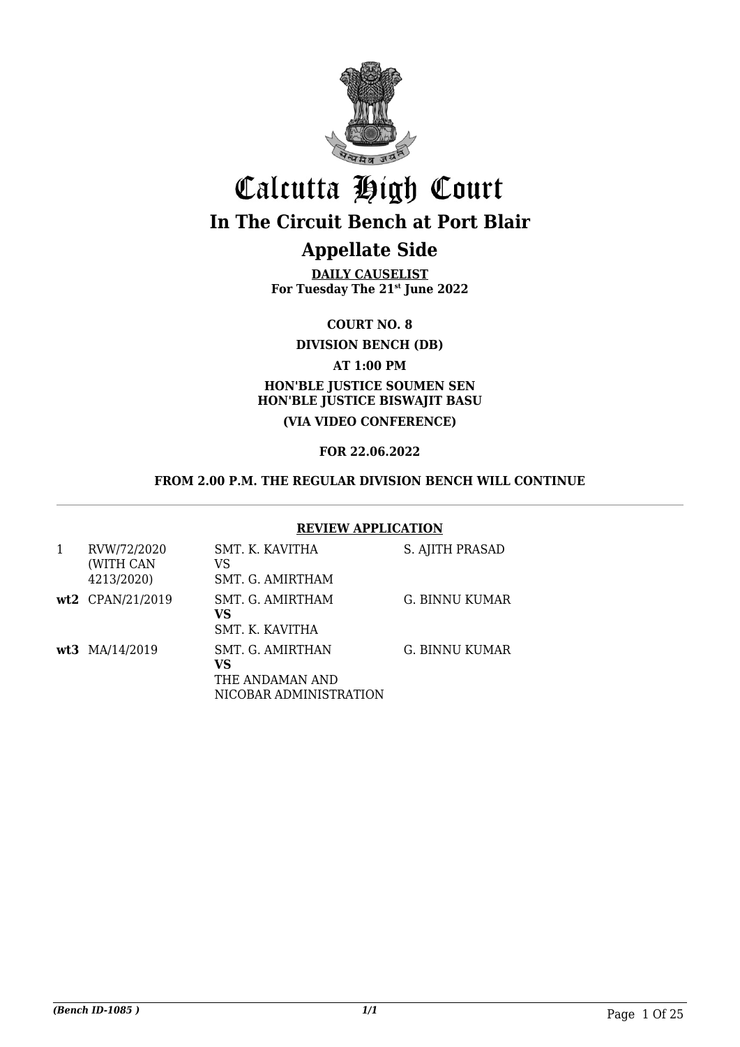# Calcutta High Court

## In The Circuit Bench at Port Blair

## Appellate Side

**DAILY CAUSELIST**
**For Tuesday The 21st June 2022**

**COURT NO. 8**

**DIVISION BENCH (DB)**

**AT 1:00 PM**

**HON'BLE JUSTICE SOUMEN SEN**
**HON'BLE JUSTICE BISWAJIT BASU**

**(VIA VIDEO CONFERENCE)**

**FOR 22.06.2022**

**FROM 2.00 P.M. THE REGULAR DIVISION BENCH WILL CONTINUE**

**REVIEW APPLICATION**

| | | | |
|---|---|---|---|
| 1 | RVW/72/2020 (WITH CAN 4213/2020) | SMT. K. KAVITHA<br>VS<br>SMT. G. AMIRTHAM | S. AJITH PRASAD |
| **wt2** | CPAN/21/2019 | SMT. G. AMIRTHAM<br>**VS**<br>SMT. K. KAVITHA | G. BINNU KUMAR |
| **wt3** | MA/14/2019 | SMT. G. AMIRTHAN<br>**VS**<br>THE ANDAMAN AND NICOBAR ADMINISTRATION | G. BINNU KUMAR |

*(Bench ID-1085 )* 1/1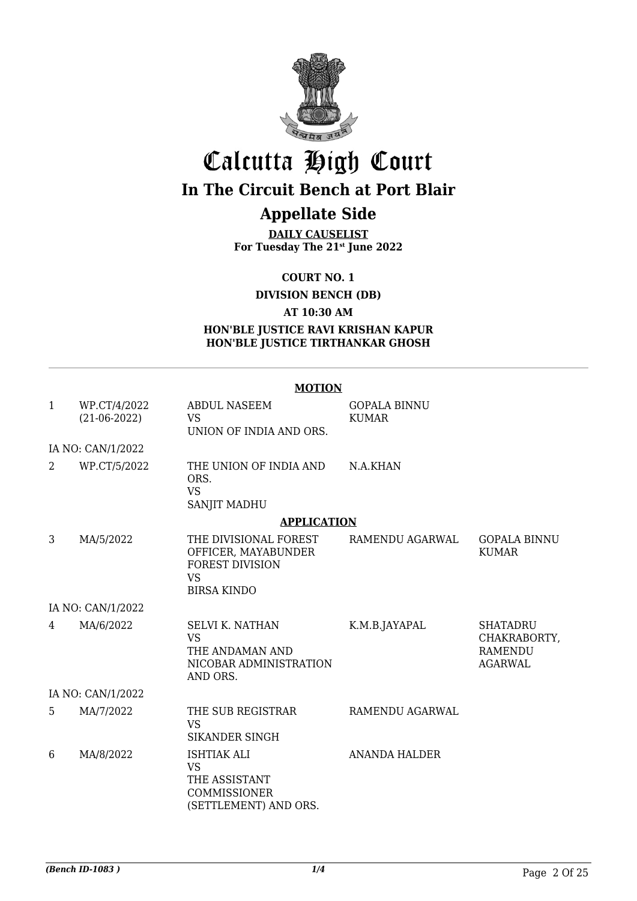# Calcutta High Court

## In The Circuit Bench at Port Blair

## Appellate Side

**DAILY CAUSELIST**
**For Tuesday The 21st June 2022**

**COURT NO. 1**

**DIVISION BENCH (DB)**

**AT 10:30 AM**

**HON'BLE JUSTICE RAVI KRISHAN KAPUR**
**HON'BLE JUSTICE TIRTHANKAR GHOSH**

---

**MOTION**

| | | | | |
|---|---|---|---|---|
| 1 | WP.CT/4/2022 (21-06-2022) | ABDUL NASEEM VS UNION OF INDIA AND ORS. | GOPALA BINNU KUMAR | |
| | IA NO: CAN/1/2022 | | | |
| 2 | WP.CT/5/2022 | THE UNION OF INDIA AND ORS. VS SANJIT MADHU | N.A.KHAN | |

**APPLICATION**

| | | | | |
|---|---|---|---|---|
| 3 | MA/5/2022 | THE DIVISIONAL FOREST OFFICER, MAYABUNDER FOREST DIVISION VS BIRSA KINDO | RAMENDU AGARWAL | GOPALA BINNU KUMAR |
| | IA NO: CAN/1/2022 | | | |
| 4 | MA/6/2022 | SELVI K. NATHAN VS THE ANDAMAN AND NICOBAR ADMINISTRATION AND ORS. | K.M.B.JAYAPAL | SHATADRU CHAKRABORTY, RAMENDU AGARWAL |
| | IA NO: CAN/1/2022 | | | |
| 5 | MA/7/2022 | THE SUB REGISTRAR VS SIKANDER SINGH | RAMENDU AGARWAL | |
| 6 | MA/8/2022 | ISHTIAK ALI VS THE ASSISTANT COMMISSIONER (SETTLEMENT) AND ORS. | ANANDA HALDER | |

*(Bench ID-1083 )*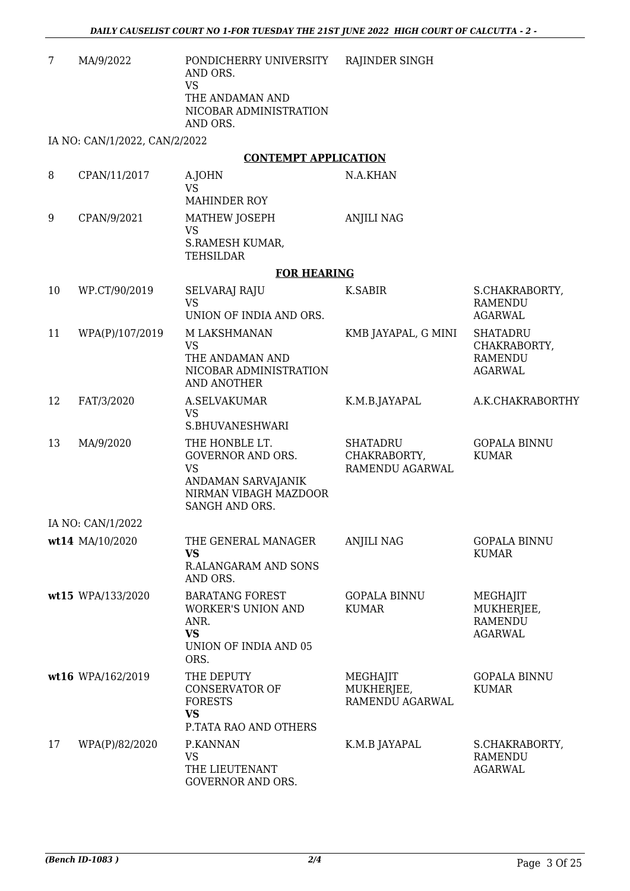| | | | | |
|---|---|---|---|---|
| 7 | MA/9/2022 | PONDICHERRY UNIVERSITY AND ORS.<br>VS<br>THE ANDAMAN AND NICOBAR ADMINISTRATION AND ORS. | RAJINDER SINGH | |

IA NO: CAN/1/2022, CAN/2/2022

**CONTEMPT APPLICATION**

| | | | | |
|---|---|---|---|---|
| 8 | CPAN/11/2017 | A.JOHN<br>VS<br>MAHINDER ROY | N.A.KHAN | |
| 9 | CPAN/9/2021 | MATHEW JOSEPH<br>VS<br>S.RAMESH KUMAR, TEHSILDAR | ANJILI NAG | |

**FOR HEARING**

| | | | | |
|---|---|---|---|---|
| 10 | WP.CT/90/2019 | SELVARAJ RAJU<br>VS<br>UNION OF INDIA AND ORS. | K.SABIR | S.CHAKRABORTY, RAMENDU AGARWAL |
| 11 | WPA(P)/107/2019 | M LAKSHMANAN<br>VS<br>THE ANDAMAN AND NICOBAR ADMINISTRATION AND ANOTHER | KMB JAYAPAL, G MINI | SHATADRU CHAKRABORTY, RAMENDU AGARWAL |
| 12 | FAT/3/2020 | A.SELVAKUMAR<br>VS<br>S.BHUVANESHWARI | K.M.B.JAYAPAL | A.K.CHAKRABORTHY |
| 13 | MA/9/2020 | THE HONBLE LT. GOVERNOR AND ORS.<br>VS<br>ANDAMAN SARVAJANIK NIRMAN VIBAGH MAZDOOR SANGH AND ORS. | SHATADRU CHAKRABORTY, RAMENDU AGARWAL | GOPALA BINNU KUMAR |

IA NO: CAN/1/2022

| | | | | |
|---|---|---|---|---|
| **wt14** | MA/10/2020 | THE GENERAL MANAGER<br>**VS**<br>R.ALANGARAM AND SONS AND ORS. | ANJILI NAG | GOPALA BINNU KUMAR |
| **wt15** | WPA/133/2020 | BARATANG FOREST WORKER'S UNION AND ANR.<br>**VS**<br>UNION OF INDIA AND 05 ORS. | GOPALA BINNU KUMAR | MEGHAJIT MUKHERJEE, RAMENDU AGARWAL |
| **wt16** | WPA/162/2019 | THE DEPUTY CONSERVATOR OF FORESTS<br>**VS**<br>P.TATA RAO AND OTHERS | MEGHAJIT MUKHERJEE, RAMENDU AGARWAL | GOPALA BINNU KUMAR |
| 17 | WPA(P)/82/2020 | P.KANNAN<br>VS<br>THE LIEUTENANT GOVERNOR AND ORS. | K.M.B JAYAPAL | S.CHAKRABORTY, RAMENDU AGARWAL |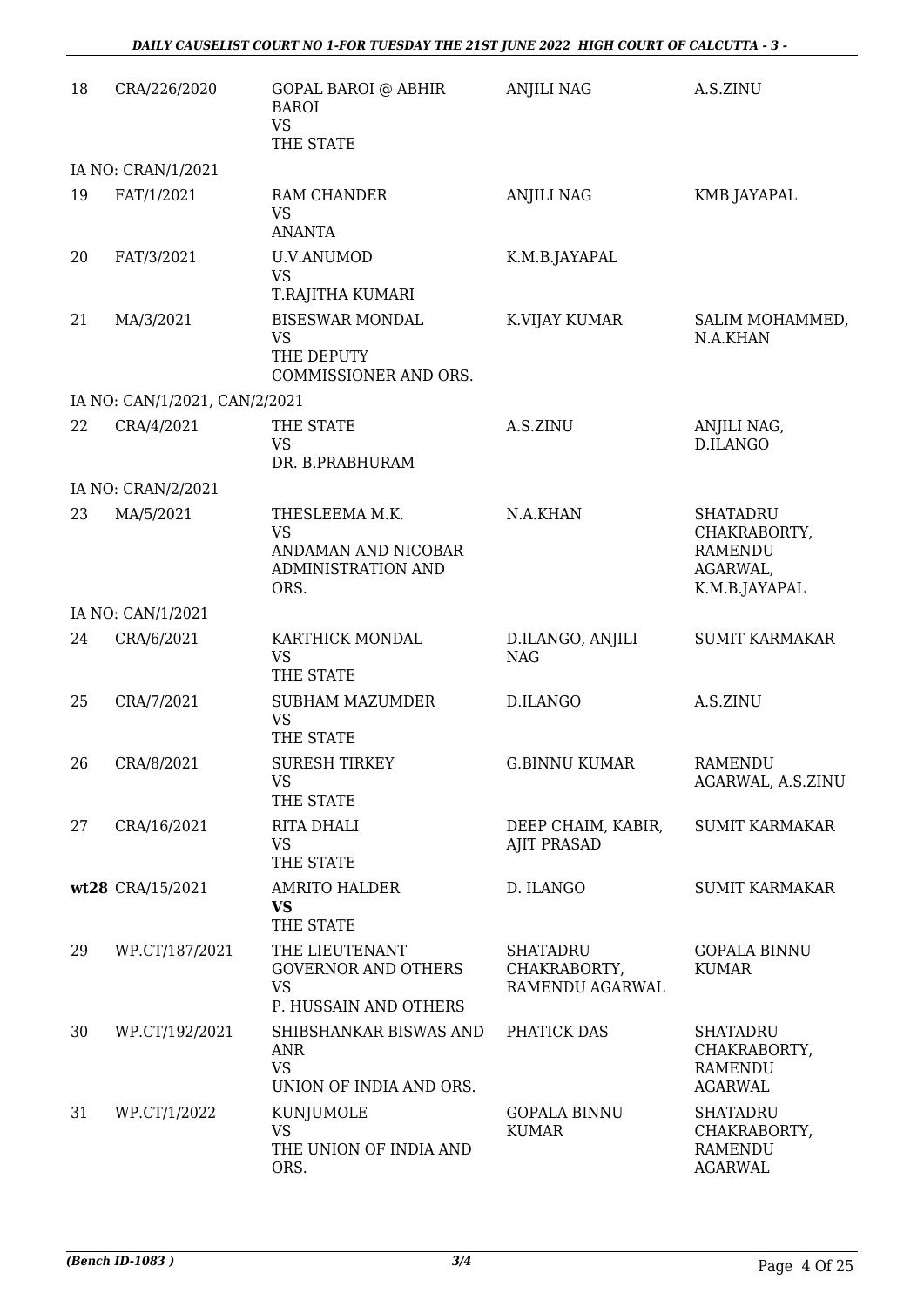| | | | | |
|---|---|---|---|---|
| 18 | CRA/226/2020 | GOPAL BAROI @ ABHIR BAROI<br>VS<br>THE STATE | ANJILI NAG | A.S.ZINU |
| | IA NO: CRAN/1/2021 | | | |
| 19 | FAT/1/2021 | RAM CHANDER<br>VS<br>ANANTA | ANJILI NAG | KMB JAYAPAL |
| 20 | FAT/3/2021 | U.V.ANUMOD<br>VS<br>T.RAJITHA KUMARI | K.M.B.JAYAPAL | |
| 21 | MA/3/2021 | BISESWAR MONDAL<br>VS<br>THE DEPUTY COMMISSIONER AND ORS. | K.VIJAY KUMAR | SALIM MOHAMMED, N.A.KHAN |
| | IA NO: CAN/1/2021, CAN/2/2021 | | | |
| 22 | CRA/4/2021 | THE STATE<br>VS<br>DR. B.PRABHURAM | A.S.ZINU | ANJILI NAG, D.ILANGO |
| | IA NO: CRAN/2/2021 | | | |
| 23 | MA/5/2021 | THESLEEMA M.K.<br>VS<br>ANDAMAN AND NICOBAR ADMINISTRATION AND ORS. | N.A.KHAN | SHATADRU CHAKRABORTY, RAMENDU AGARWAL, K.M.B.JAYAPAL |
| | IA NO: CAN/1/2021 | | | |
| 24 | CRA/6/2021 | KARTHICK MONDAL<br>VS<br>THE STATE | D.ILANGO, ANJILI NAG | SUMIT KARMAKAR |
| 25 | CRA/7/2021 | SUBHAM MAZUMDER<br>VS<br>THE STATE | D.ILANGO | A.S.ZINU |
| 26 | CRA/8/2021 | SURESH TIRKEY<br>VS<br>THE STATE | G.BINNU KUMAR | RAMENDU AGARWAL, A.S.ZINU |
| 27 | CRA/16/2021 | RITA DHALI<br>VS<br>THE STATE | DEEP CHAIM, KABIR, AJIT PRASAD | SUMIT KARMAKAR |
| **wt28** | CRA/15/2021 | AMRITO HALDER<br>**VS**<br>THE STATE | D. ILANGO | SUMIT KARMAKAR |
| 29 | WP.CT/187/2021 | THE LIEUTENANT GOVERNOR AND OTHERS<br>VS<br>P. HUSSAIN AND OTHERS | SHATADRU CHAKRABORTY, RAMENDU AGARWAL | GOPALA BINNU KUMAR |
| 30 | WP.CT/192/2021 | SHIBSHANKAR BISWAS AND ANR<br>VS<br>UNION OF INDIA AND ORS. | PHATICK DAS | SHATADRU CHAKRABORTY, RAMENDU AGARWAL |
| 31 | WP.CT/1/2022 | KUNJUMOLE<br>VS<br>THE UNION OF INDIA AND ORS. | GOPALA BINNU KUMAR | SHATADRU CHAKRABORTY, RAMENDU AGARWAL |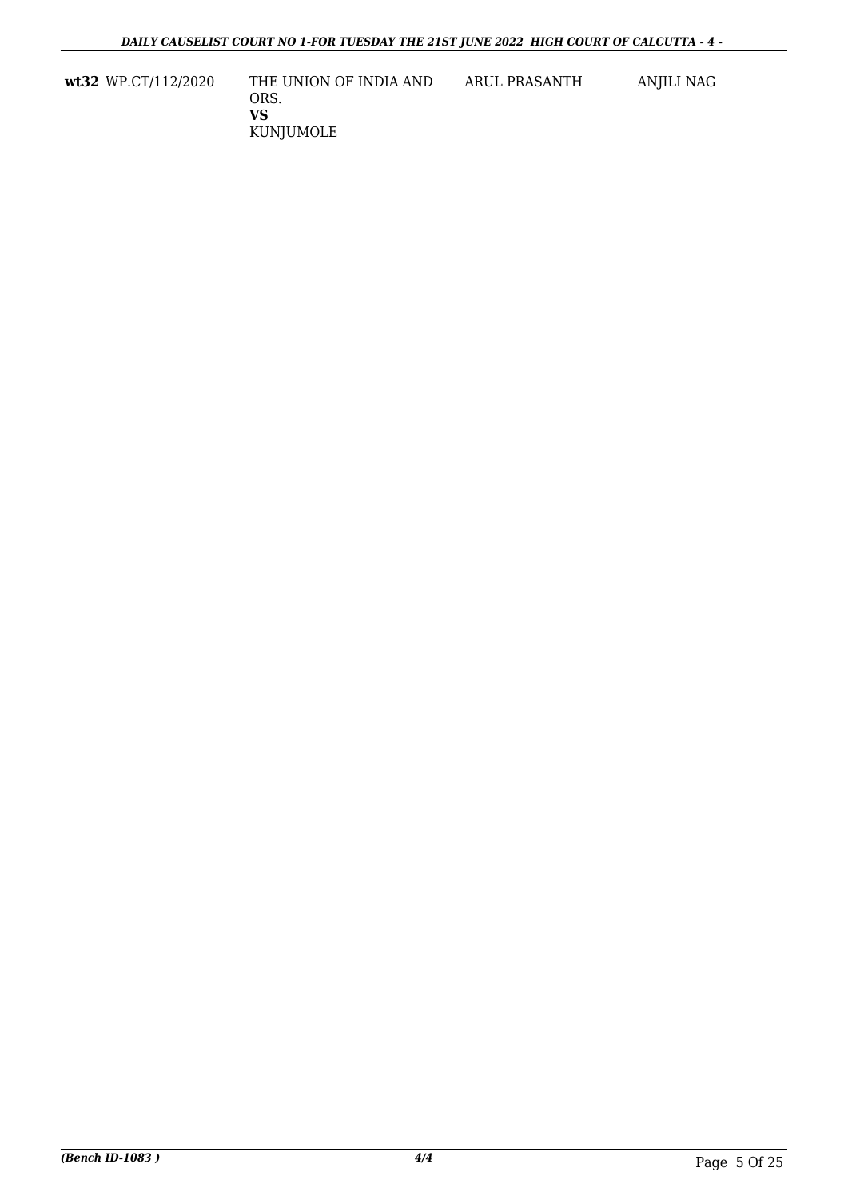| | | | |
|---|---|---|---|
| **wt32** WP.CT/112/2020 | THE UNION OF INDIA AND ORS.<br>**VS**<br>KUNJUMOLE | ARUL PRASANTH | ANJILI NAG |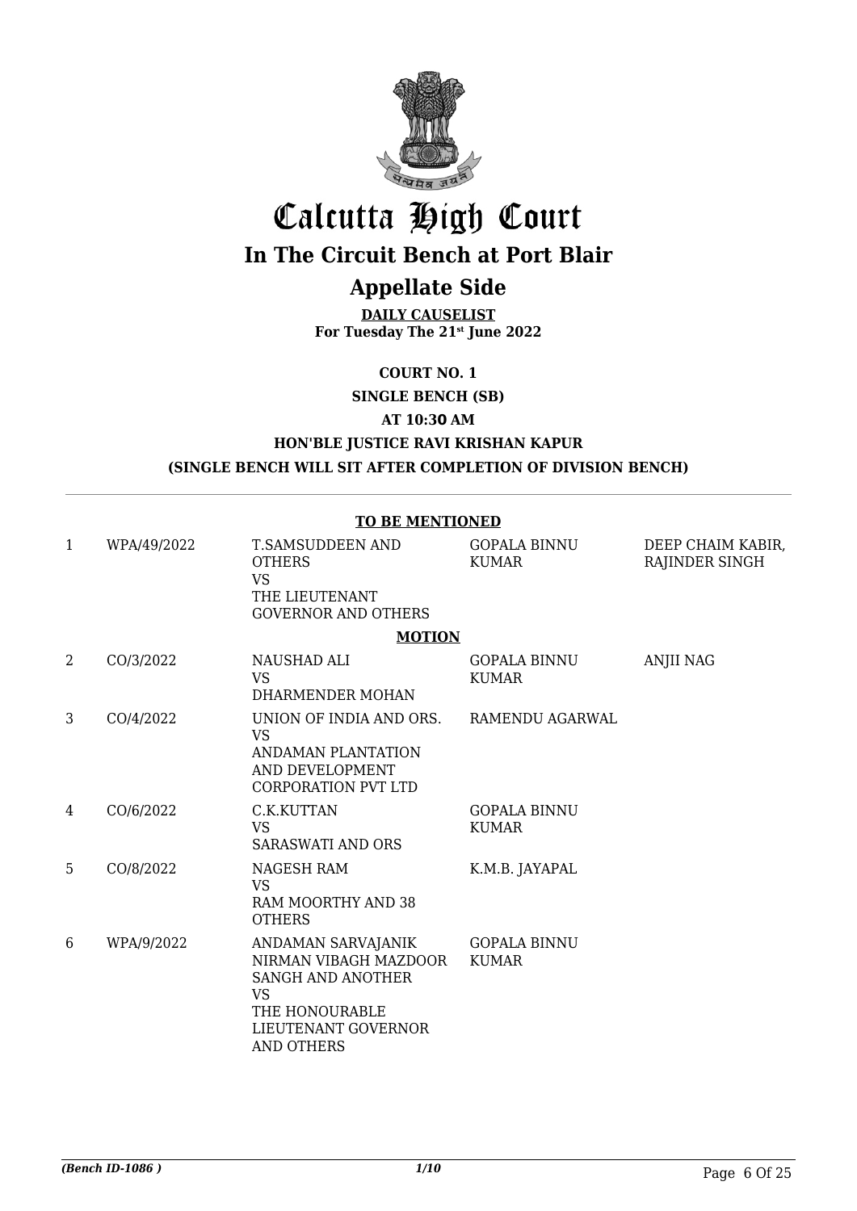# Calcutta High Court

## In The Circuit Bench at Port Blair

## Appellate Side

**DAILY CAUSELIST**
**For Tuesday The 21st June 2022**

**COURT NO. 1**

**SINGLE BENCH (SB)**

**AT 10:30 AM**

**HON'BLE JUSTICE RAVI KRISHAN KAPUR**

**(SINGLE BENCH WILL SIT AFTER COMPLETION OF DIVISION BENCH)**

**TO BE MENTIONED**

| | | | | |
|---|---|---|---|---|
| 1 | WPA/49/2022 | T.SAMSUDDEEN AND OTHERS VS THE LIEUTENANT GOVERNOR AND OTHERS | GOPALA BINNU KUMAR | DEEP CHAIM KABIR, RAJINDER SINGH |

**MOTION**

| | | | | |
|---|---|---|---|---|
| 2 | CO/3/2022 | NAUSHAD ALI VS DHARMENDER MOHAN | GOPALA BINNU KUMAR | ANJII NAG |
| 3 | CO/4/2022 | UNION OF INDIA AND ORS. VS ANDAMAN PLANTATION AND DEVELOPMENT CORPORATION PVT LTD | RAMENDU AGARWAL | |
| 4 | CO/6/2022 | C.K.KUTTAN VS SARASWATI AND ORS | GOPALA BINNU KUMAR | |
| 5 | CO/8/2022 | NAGESH RAM VS RAM MOORTHY AND 38 OTHERS | K.M.B. JAYAPAL | |
| 6 | WPA/9/2022 | ANDAMAN SARVAJANIK NIRMAN VIBAGH MAZDOOR SANGH AND ANOTHER VS THE HONOURABLE LIEUTENANT GOVERNOR AND OTHERS | GOPALA BINNU KUMAR | |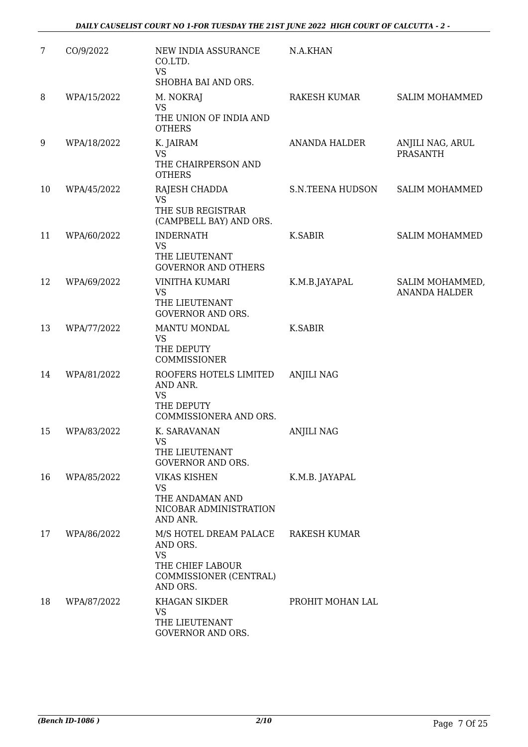| | | | | |
|---|---|---|---|---|
| 7 | CO/9/2022 | NEW INDIA ASSURANCE CO.LTD.<br>VS<br>SHOBHA BAI AND ORS. | N.A.KHAN | |
| 8 | WPA/15/2022 | M. NOKRAJ<br>VS<br>THE UNION OF INDIA AND OTHERS | RAKESH KUMAR | SALIM MOHAMMED |
| 9 | WPA/18/2022 | K. JAIRAM<br>VS<br>THE CHAIRPERSON AND OTHERS | ANANDA HALDER | ANJILI NAG, ARUL PRASANTH |
| 10 | WPA/45/2022 | RAJESH CHADDA<br>VS<br>THE SUB REGISTRAR (CAMPBELL BAY) AND ORS. | S.N.TEENA HUDSON | SALIM MOHAMMED |
| 11 | WPA/60/2022 | INDERNATH<br>VS<br>THE LIEUTENANT GOVERNOR AND OTHERS | K.SABIR | SALIM MOHAMMED |
| 12 | WPA/69/2022 | VINITHA KUMARI<br>VS<br>THE LIEUTENANT GOVERNOR AND ORS. | K.M.B.JAYAPAL | SALIM MOHAMMED, ANANDA HALDER |
| 13 | WPA/77/2022 | MANTU MONDAL<br>VS<br>THE DEPUTY COMMISSIONER | K.SABIR | |
| 14 | WPA/81/2022 | ROOFERS HOTELS LIMITED AND ANR.<br>VS<br>THE DEPUTY COMMISSIONERA AND ORS. | ANJILI NAG | |
| 15 | WPA/83/2022 | K. SARAVANAN<br>VS<br>THE LIEUTENANT GOVERNOR AND ORS. | ANJILI NAG | |
| 16 | WPA/85/2022 | VIKAS KISHEN<br>VS<br>THE ANDAMAN AND NICOBAR ADMINISTRATION AND ANR. | K.M.B. JAYAPAL | |
| 17 | WPA/86/2022 | M/S HOTEL DREAM PALACE AND ORS.<br>VS<br>THE CHIEF LABOUR COMMISSIONER (CENTRAL) AND ORS. | RAKESH KUMAR | |
| 18 | WPA/87/2022 | KHAGAN SIKDER<br>VS<br>THE LIEUTENANT GOVERNOR AND ORS. | PROHIT MOHAN LAL | |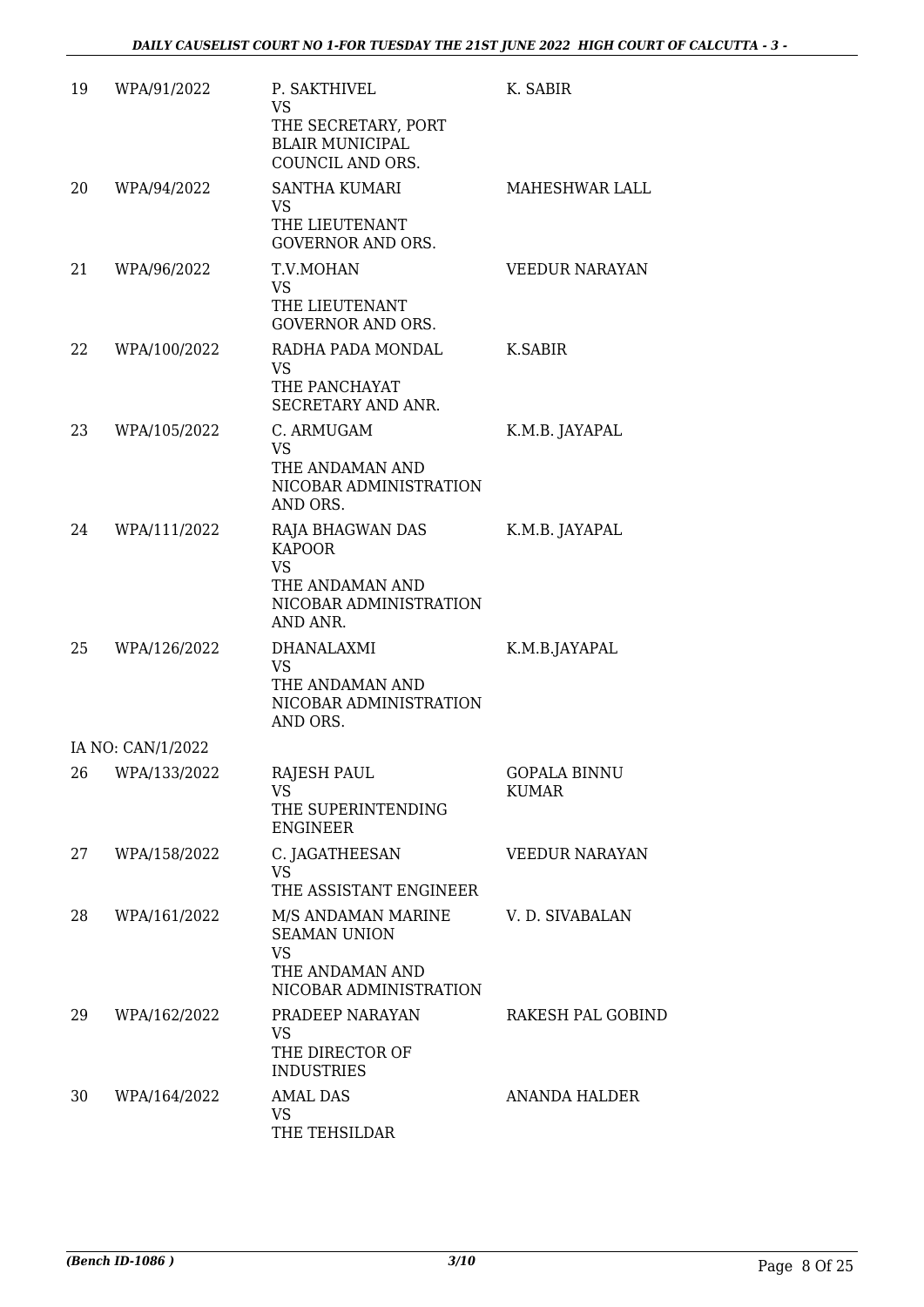| 19 | WPA/91/2022 | P. SAKTHIVEL<br>VS<br>THE SECRETARY, PORT BLAIR MUNICIPAL COUNCIL AND ORS. | K. SABIR |
|---|---|---|---|
| 20 | WPA/94/2022 | SANTHA KUMARI<br>VS<br>THE LIEUTENANT GOVERNOR AND ORS. | MAHESHWAR LALL |
| 21 | WPA/96/2022 | T.V.MOHAN<br>VS<br>THE LIEUTENANT GOVERNOR AND ORS. | VEEDUR NARAYAN |
| 22 | WPA/100/2022 | RADHA PADA MONDAL<br>VS<br>THE PANCHAYAT SECRETARY AND ANR. | K.SABIR |
| 23 | WPA/105/2022 | C. ARMUGAM<br>VS<br>THE ANDAMAN AND NICOBAR ADMINISTRATION AND ORS. | K.M.B. JAYAPAL |
| 24 | WPA/111/2022 | RAJA BHAGWAN DAS KAPOOR<br>VS<br>THE ANDAMAN AND NICOBAR ADMINISTRATION AND ANR. | K.M.B. JAYAPAL |
| 25 | WPA/126/2022 | DHANALAXMI<br>VS<br>THE ANDAMAN AND NICOBAR ADMINISTRATION AND ORS. | K.M.B.JAYAPAL |
| | IA NO: CAN/1/2022 | | |
| 26 | WPA/133/2022 | RAJESH PAUL<br>VS<br>THE SUPERINTENDING ENGINEER | GOPALA BINNU KUMAR |
| 27 | WPA/158/2022 | C. JAGATHEESAN<br>VS<br>THE ASSISTANT ENGINEER | VEEDUR NARAYAN |
| 28 | WPA/161/2022 | M/S ANDAMAN MARINE SEAMAN UNION<br>VS<br>THE ANDAMAN AND NICOBAR ADMINISTRATION | V. D. SIVABALAN |
| 29 | WPA/162/2022 | PRADEEP NARAYAN<br>VS<br>THE DIRECTOR OF INDUSTRIES | RAKESH PAL GOBIND |
| 30 | WPA/164/2022 | AMAL DAS<br>VS<br>THE TEHSILDAR | ANANDA HALDER |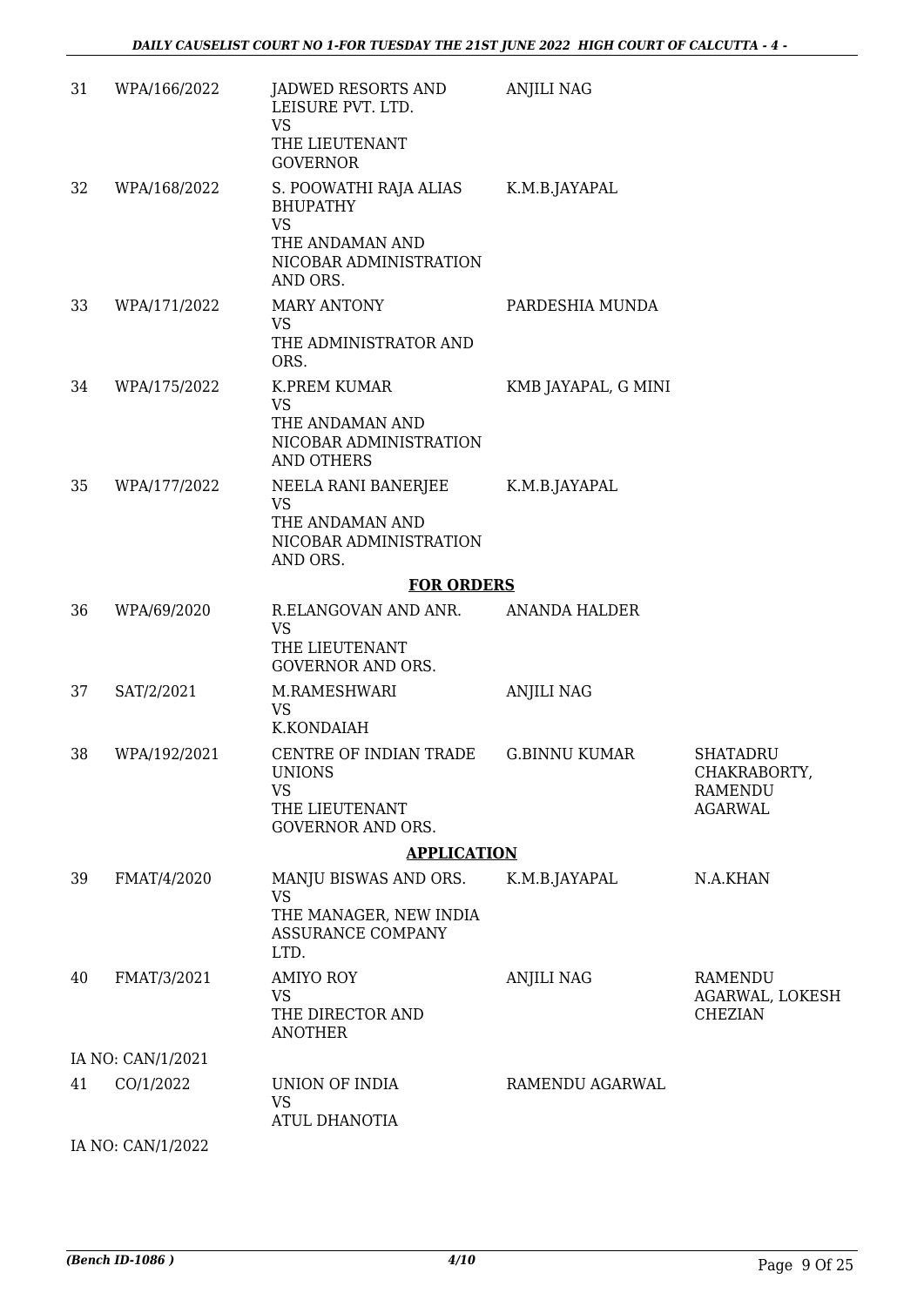| | | | | |
|---|---|---|---|---|
| 31 | WPA/166/2022 | JADWED RESORTS AND LEISURE PVT. LTD. VS THE LIEUTENANT GOVERNOR | ANJILI NAG | |
| 32 | WPA/168/2022 | S. POOWATHI RAJA ALIAS BHUPATHY VS THE ANDAMAN AND NICOBAR ADMINISTRATION AND ORS. | K.M.B.JAYAPAL | |
| 33 | WPA/171/2022 | MARY ANTONY VS THE ADMINISTRATOR AND ORS. | PARDESHIA MUNDA | |
| 34 | WPA/175/2022 | K.PREM KUMAR VS THE ANDAMAN AND NICOBAR ADMINISTRATION AND OTHERS | KMB JAYAPAL, G MINI | |
| 35 | WPA/177/2022 | NEELA RANI BANERJEE VS THE ANDAMAN AND NICOBAR ADMINISTRATION AND ORS. | K.M.B.JAYAPAL | |

**FOR ORDERS**

| | | | | |
|---|---|---|---|---|
| 36 | WPA/69/2020 | R.ELANGOVAN AND ANR. VS THE LIEUTENANT GOVERNOR AND ORS. | ANANDA HALDER | |
| 37 | SAT/2/2021 | M.RAMESHWARI VS K.KONDAIAH | ANJILI NAG | |
| 38 | WPA/192/2021 | CENTRE OF INDIAN TRADE UNIONS VS THE LIEUTENANT GOVERNOR AND ORS. | G.BINNU KUMAR | SHATADRU CHAKRABORTY, RAMENDU AGARWAL |

**APPLICATION**

| | | | | |
|---|---|---|---|---|
| 39 | FMAT/4/2020 | MANJU BISWAS AND ORS. VS THE MANAGER, NEW INDIA ASSURANCE COMPANY LTD. | K.M.B.JAYAPAL | N.A.KHAN |
| 40 | FMAT/3/2021 | AMIYO ROY VS THE DIRECTOR AND ANOTHER | ANJILI NAG | RAMENDU AGARWAL, LOKESH CHEZIAN |
| | IA NO: CAN/1/2021 | | | |
| 41 | CO/1/2022 | UNION OF INDIA VS ATUL DHANOTIA | RAMENDU AGARWAL | |
| | IA NO: CAN/1/2022 | | | |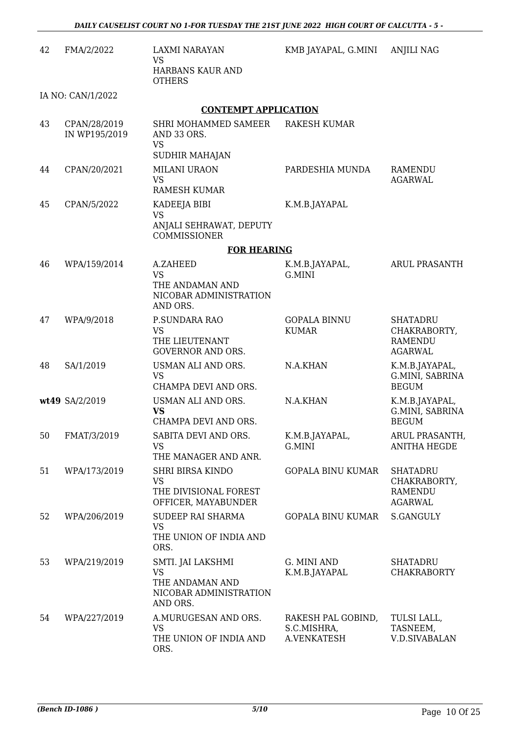| | | | | |
|---|---|---|---|---|
| 42 | FMA/2/2022 | LAXMI NARAYAN<br>VS<br>HARBANS KAUR AND OTHERS | KMB JAYAPAL, G.MINI | ANJILI NAG |
| | IA NO: CAN/1/2022 | | | |

**CONTEMPT APPLICATION**

| | | | | |
|---|---|---|---|---|
| 43 | CPAN/28/2019 IN WP195/2019 | SHRI MOHAMMED SAMEER AND 33 ORS.<br>VS<br>SUDHIR MAHAJAN | RAKESH KUMAR | |
| 44 | CPAN/20/2021 | MILANI URAON<br>VS<br>RAMESH KUMAR | PARDESHIA MUNDA | RAMENDU AGARWAL |
| 45 | CPAN/5/2022 | KADEEJA BIBI<br>VS<br>ANJALI SEHRAWAT, DEPUTY COMMISSIONER | K.M.B.JAYAPAL | |

**FOR HEARING**

| | | | | |
|---|---|---|---|---|
| 46 | WPA/159/2014 | A.ZAHEED<br>VS<br>THE ANDAMAN AND NICOBAR ADMINISTRATION AND ORS. | K.M.B.JAYAPAL, G.MINI | ARUL PRASANTH |
| 47 | WPA/9/2018 | P.SUNDARA RAO<br>VS<br>THE LIEUTENANT GOVERNOR AND ORS. | GOPALA BINNU KUMAR | SHATADRU CHAKRABORTY, RAMENDU AGARWAL |
| 48 | SA/1/2019 | USMAN ALI AND ORS.<br>VS<br>CHAMPA DEVI AND ORS. | N.A.KHAN | K.M.B.JAYAPAL, G.MINI, SABRINA BEGUM |
| wt49 | SA/2/2019 | USMAN ALI AND ORS.<br>**VS**<br>CHAMPA DEVI AND ORS. | N.A.KHAN | K.M.B.JAYAPAL, G.MINI, SABRINA BEGUM |
| 50 | FMAT/3/2019 | SABITA DEVI AND ORS.<br>VS<br>THE MANAGER AND ANR. | K.M.B.JAYAPAL, G.MINI | ARUL PRASANTH, ANITHA HEGDE |
| 51 | WPA/173/2019 | SHRI BIRSA KINDO<br>VS<br>THE DIVISIONAL FOREST OFFICER, MAYABUNDER | GOPALA BINU KUMAR | SHATADRU CHAKRABORTY, RAMENDU AGARWAL |
| 52 | WPA/206/2019 | SUDEEP RAI SHARMA<br>VS<br>THE UNION OF INDIA AND ORS. | GOPALA BINU KUMAR | S.GANGULY |
| 53 | WPA/219/2019 | SMTI. JAI LAKSHMI<br>VS<br>THE ANDAMAN AND NICOBAR ADMINISTRATION AND ORS. | G. MINI AND K.M.B.JAYAPAL | SHATADRU CHAKRABORTY |
| 54 | WPA/227/2019 | A.MURUGESAN AND ORS.<br>VS<br>THE UNION OF INDIA AND ORS. | RAKESH PAL GOBIND, S.C.MISHRA, A.VENKATESH | TULSI LALL, TASNEEM, V.D.SIVABALAN |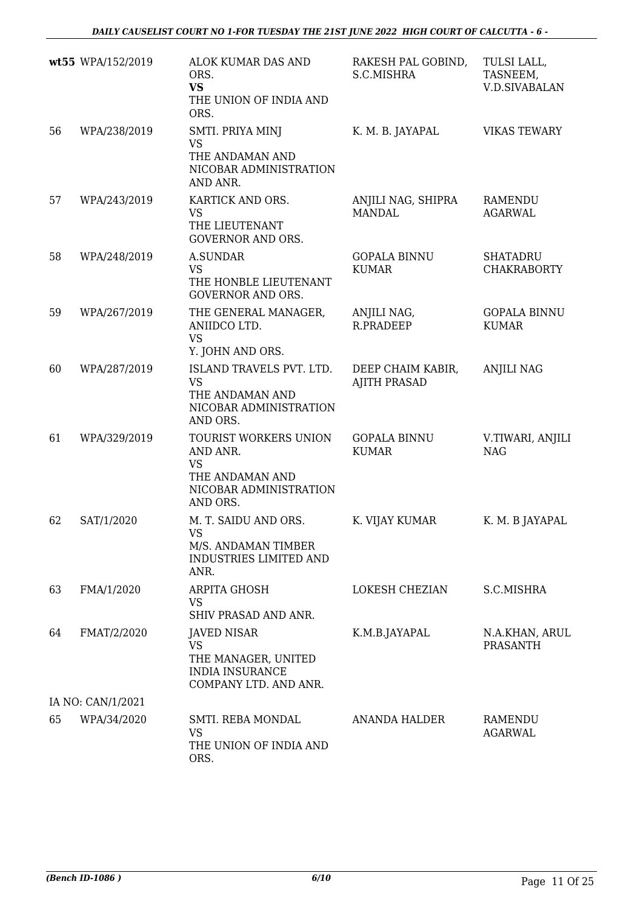| | | | | |
|---|---|---|---|---|
| **wt55** | WPA/152/2019 | ALOK KUMAR DAS AND ORS.<br>**VS**<br>THE UNION OF INDIA AND ORS. | RAKESH PAL GOBIND, S.C.MISHRA | TULSI LALL, TASNEEM, V.D.SIVABALAN |
| 56 | WPA/238/2019 | SMTI. PRIYA MINJ<br>VS<br>THE ANDAMAN AND NICOBAR ADMINISTRATION AND ANR. | K. M. B. JAYAPAL | VIKAS TEWARY |
| 57 | WPA/243/2019 | KARTICK AND ORS.<br>VS<br>THE LIEUTENANT GOVERNOR AND ORS. | ANJILI NAG, SHIPRA MANDAL | RAMENDU AGARWAL |
| 58 | WPA/248/2019 | A.SUNDAR<br>VS<br>THE HONBLE LIEUTENANT GOVERNOR AND ORS. | GOPALA BINNU KUMAR | SHATADRU CHAKRABORTY |
| 59 | WPA/267/2019 | THE GENERAL MANAGER, ANIIDCO LTD.<br>VS<br>Y. JOHN AND ORS. | ANJILI NAG, R.PRADEEP | GOPALA BINNU KUMAR |
| 60 | WPA/287/2019 | ISLAND TRAVELS PVT. LTD.<br>VS<br>THE ANDAMAN AND NICOBAR ADMINISTRATION AND ORS. | DEEP CHAIM KABIR, AJITH PRASAD | ANJILI NAG |
| 61 | WPA/329/2019 | TOURIST WORKERS UNION AND ANR.<br>VS<br>THE ANDAMAN AND NICOBAR ADMINISTRATION AND ORS. | GOPALA BINNU KUMAR | V.TIWARI, ANJILI NAG |
| 62 | SAT/1/2020 | M. T. SAIDU AND ORS.<br>VS<br>M/S. ANDAMAN TIMBER INDUSTRIES LIMITED AND ANR. | K. VIJAY KUMAR | K. M. B JAYAPAL |
| 63 | FMA/1/2020 | ARPITA GHOSH<br>VS<br>SHIV PRASAD AND ANR. | LOKESH CHEZIAN | S.C.MISHRA |
| 64 | FMAT/2/2020 | JAVED NISAR<br>VS<br>THE MANAGER, UNITED INDIA INSURANCE COMPANY LTD. AND ANR. | K.M.B.JAYAPAL | N.A.KHAN, ARUL PRASANTH |
| | IA NO: CAN/1/2021 | | | |
| 65 | WPA/34/2020 | SMTI. REBA MONDAL<br>VS<br>THE UNION OF INDIA AND ORS. | ANANDA HALDER | RAMENDU AGARWAL |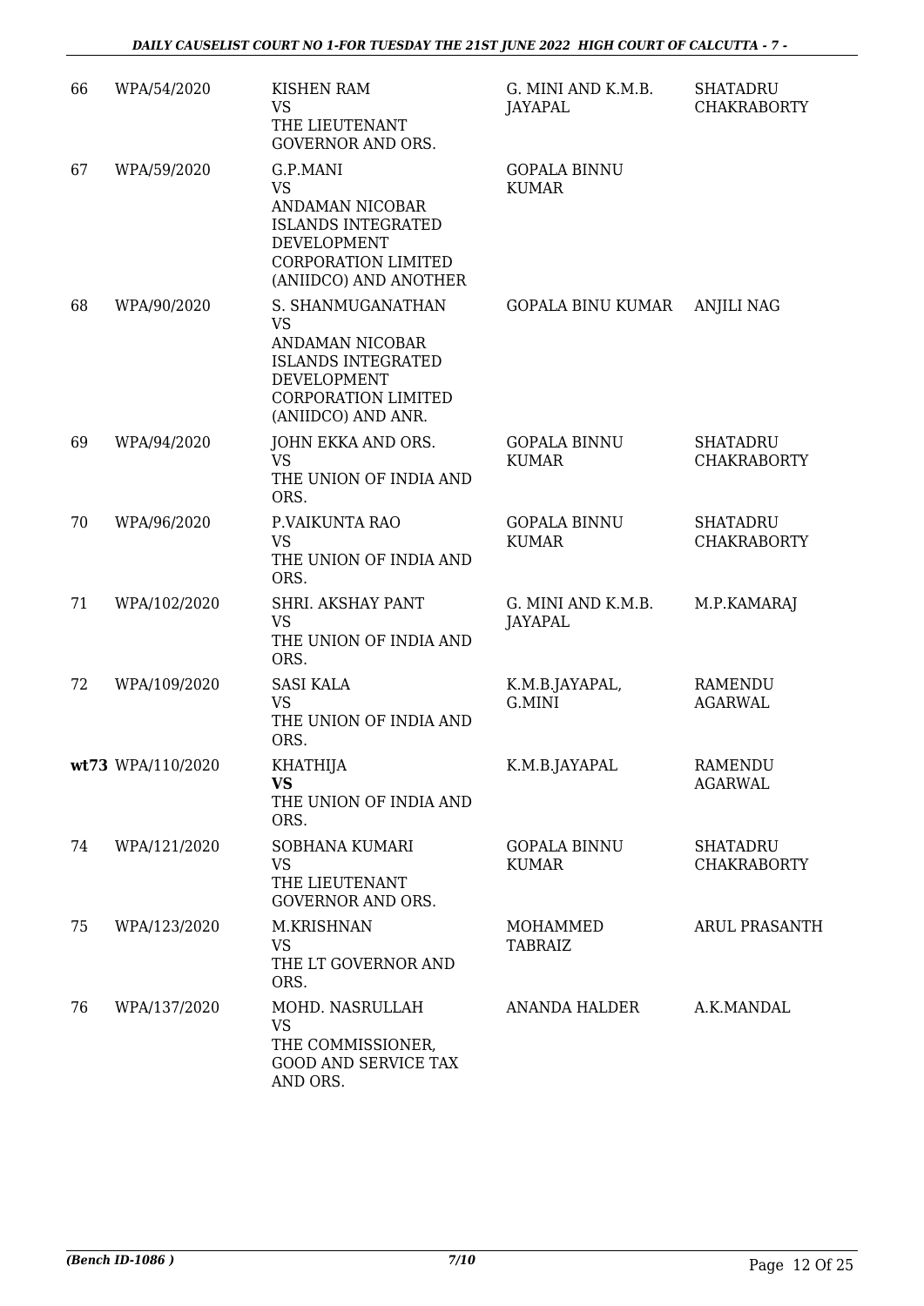| 66 | WPA/54/2020 | KISHEN RAM<br>VS<br>THE LIEUTENANT GOVERNOR AND ORS. | G. MINI AND K.M.B. JAYAPAL | SHATADRU CHAKRABORTY |
|---|---|---|---|---|
| 67 | WPA/59/2020 | G.P.MANI<br>VS<br>ANDAMAN NICOBAR ISLANDS INTEGRATED DEVELOPMENT CORPORATION LIMITED (ANIIDCO) AND ANOTHER | GOPALA BINNU KUMAR | |
| 68 | WPA/90/2020 | S. SHANMUGANATHAN<br>VS<br>ANDAMAN NICOBAR ISLANDS INTEGRATED DEVELOPMENT CORPORATION LIMITED (ANIIDCO) AND ANR. | GOPALA BINU KUMAR | ANJILI NAG |
| 69 | WPA/94/2020 | JOHN EKKA AND ORS.<br>VS<br>THE UNION OF INDIA AND ORS. | GOPALA BINNU KUMAR | SHATADRU CHAKRABORTY |
| 70 | WPA/96/2020 | P.VAIKUNTA RAO<br>VS<br>THE UNION OF INDIA AND ORS. | GOPALA BINNU KUMAR | SHATADRU CHAKRABORTY |
| 71 | WPA/102/2020 | SHRI. AKSHAY PANT<br>VS<br>THE UNION OF INDIA AND ORS. | G. MINI AND K.M.B. JAYAPAL | M.P.KAMARAJ |
| 72 | WPA/109/2020 | SASI KALA<br>VS<br>THE UNION OF INDIA AND ORS. | K.M.B.JAYAPAL, G.MINI | RAMENDU AGARWAL |
| **wt73** | WPA/110/2020 | KHATHIJA<br>**VS**<br>THE UNION OF INDIA AND ORS. | K.M.B.JAYAPAL | RAMENDU AGARWAL |
| 74 | WPA/121/2020 | SOBHANA KUMARI<br>VS<br>THE LIEUTENANT GOVERNOR AND ORS. | GOPALA BINNU KUMAR | SHATADRU CHAKRABORTY |
| 75 | WPA/123/2020 | M.KRISHNAN<br>VS<br>THE LT GOVERNOR AND ORS. | MOHAMMED TABRAIZ | ARUL PRASANTH |
| 76 | WPA/137/2020 | MOHD. NASRULLAH<br>VS<br>THE COMMISSIONER, GOOD AND SERVICE TAX AND ORS. | ANANDA HALDER | A.K.MANDAL |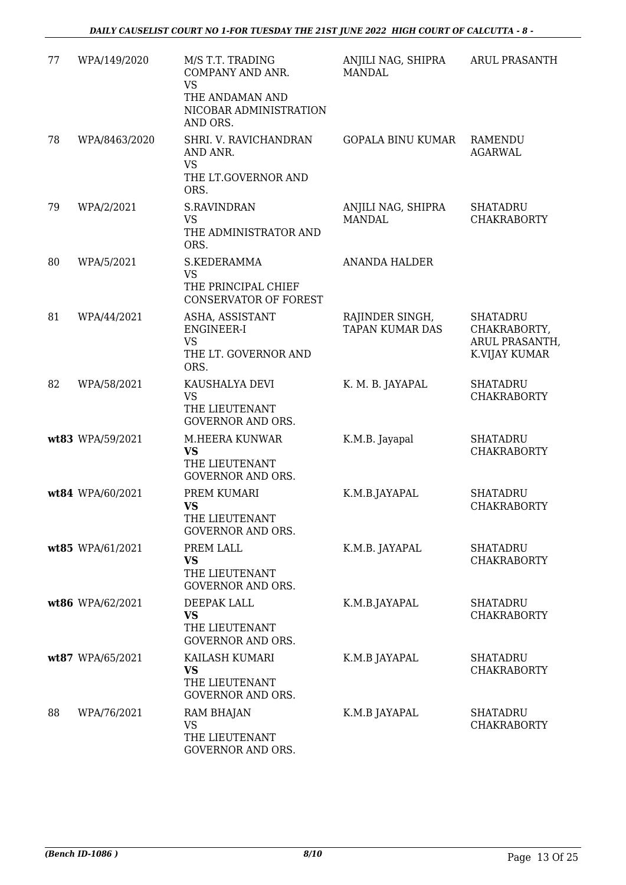| 77 | WPA/149/2020 | M/S T.T. TRADING COMPANY AND ANR.<br>VS<br>THE ANDAMAN AND NICOBAR ADMINISTRATION AND ORS. | ANJILI NAG, SHIPRA MANDAL | ARUL PRASANTH |
|---|---|---|---|---|
| 78 | WPA/8463/2020 | SHRI. V. RAVICHANDRAN AND ANR.<br>VS<br>THE LT.GOVERNOR AND ORS. | GOPALA BINU KUMAR | RAMENDU AGARWAL |
| 79 | WPA/2/2021 | S.RAVINDRAN<br>VS<br>THE ADMINISTRATOR AND ORS. | ANJILI NAG, SHIPRA MANDAL | SHATADRU CHAKRABORTY |
| 80 | WPA/5/2021 | S.KEDERAMMA<br>VS<br>THE PRINCIPAL CHIEF CONSERVATOR OF FOREST | ANANDA HALDER | |
| 81 | WPA/44/2021 | ASHA, ASSISTANT ENGINEER-I<br>VS<br>THE LT. GOVERNOR AND ORS. | RAJINDER SINGH, TAPAN KUMAR DAS | SHATADRU CHAKRABORTY, ARUL PRASANTH, K.VIJAY KUMAR |
| 82 | WPA/58/2021 | KAUSHALYA DEVI<br>VS<br>THE LIEUTENANT GOVERNOR AND ORS. | K. M. B. JAYAPAL | SHATADRU CHAKRABORTY |
| **wt83** | WPA/59/2021 | M.HEERA KUNWAR<br>**VS**<br>THE LIEUTENANT GOVERNOR AND ORS. | K.M.B. Jayapal | SHATADRU CHAKRABORTY |
| **wt84** | WPA/60/2021 | PREM KUMARI<br>**VS**<br>THE LIEUTENANT GOVERNOR AND ORS. | K.M.B.JAYAPAL | SHATADRU CHAKRABORTY |
| **wt85** | WPA/61/2021 | PREM LALL<br>**VS**<br>THE LIEUTENANT GOVERNOR AND ORS. | K.M.B. JAYAPAL | SHATADRU CHAKRABORTY |
| **wt86** | WPA/62/2021 | DEEPAK LALL<br>**VS**<br>THE LIEUTENANT GOVERNOR AND ORS. | K.M.B.JAYAPAL | SHATADRU CHAKRABORTY |
| **wt87** | WPA/65/2021 | KAILASH KUMARI<br>**VS**<br>THE LIEUTENANT GOVERNOR AND ORS. | K.M.B JAYAPAL | SHATADRU CHAKRABORTY |
| 88 | WPA/76/2021 | RAM BHAJAN<br>VS<br>THE LIEUTENANT GOVERNOR AND ORS. | K.M.B JAYAPAL | SHATADRU CHAKRABORTY |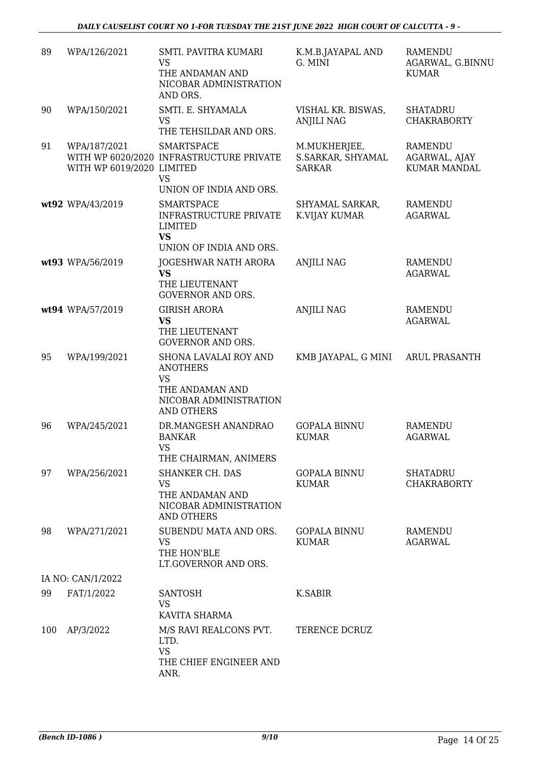| | | | | |
|---|---|---|---|---|
| 89 | WPA/126/2021 | SMTI. PAVITRA KUMARI<br>VS<br>THE ANDAMAN AND NICOBAR ADMINISTRATION AND ORS. | K.M.B.JAYAPAL AND G. MINI | RAMENDU AGARWAL, G.BINNU KUMAR |
| 90 | WPA/150/2021 | SMTI. E. SHYAMALA<br>VS<br>THE TEHSILDAR AND ORS. | VISHAL KR. BISWAS, ANJILI NAG | SHATADRU CHAKRABORTY |
| 91 | WPA/187/2021<br>WITH WP 6020/2020<br>WITH WP 6019/2020 | SMARTSPACE INFRASTRUCTURE PRIVATE LIMITED<br>VS<br>UNION OF INDIA AND ORS. | M.MUKHERJEE, S.SARKAR, SHYAMAL SARKAR | RAMENDU AGARWAL, AJAY KUMAR MANDAL |
| **wt92** | WPA/43/2019 | SMARTSPACE INFRASTRUCTURE PRIVATE LIMITED<br>**VS**<br>UNION OF INDIA AND ORS. | SHYAMAL SARKAR, K.VIJAY KUMAR | RAMENDU AGARWAL |
| **wt93** | WPA/56/2019 | JOGESHWAR NATH ARORA<br>**VS**<br>THE LIEUTENANT GOVERNOR AND ORS. | ANJILI NAG | RAMENDU AGARWAL |
| **wt94** | WPA/57/2019 | GIRISH ARORA<br>**VS**<br>THE LIEUTENANT GOVERNOR AND ORS. | ANJILI NAG | RAMENDU AGARWAL |
| 95 | WPA/199/2021 | SHONA LAVALAI ROY AND ANOTHERS<br>VS<br>THE ANDAMAN AND NICOBAR ADMINISTRATION AND OTHERS | KMB JAYAPAL, G MINI | ARUL PRASANTH |
| 96 | WPA/245/2021 | DR.MANGESH ANANDRAO BANKAR<br>VS<br>THE CHAIRMAN, ANIMERS | GOPALA BINNU KUMAR | RAMENDU AGARWAL |
| 97 | WPA/256/2021 | SHANKER CH. DAS<br>VS<br>THE ANDAMAN AND NICOBAR ADMINISTRATION AND OTHERS | GOPALA BINNU KUMAR | SHATADRU CHAKRABORTY |
| 98 | WPA/271/2021 | SUBENDU MATA AND ORS.<br>VS<br>THE HON'BLE LT.GOVERNOR AND ORS. | GOPALA BINNU KUMAR | RAMENDU AGARWAL |
| | IA NO: CAN/1/2022 | | | |
| 99 | FAT/1/2022 | SANTOSH<br>VS<br>KAVITA SHARMA | K.SABIR | |
| 100 | AP/3/2022 | M/S RAVI REALCONS PVT. LTD.<br>VS<br>THE CHIEF ENGINEER AND ANR. | TERENCE DCRUZ | |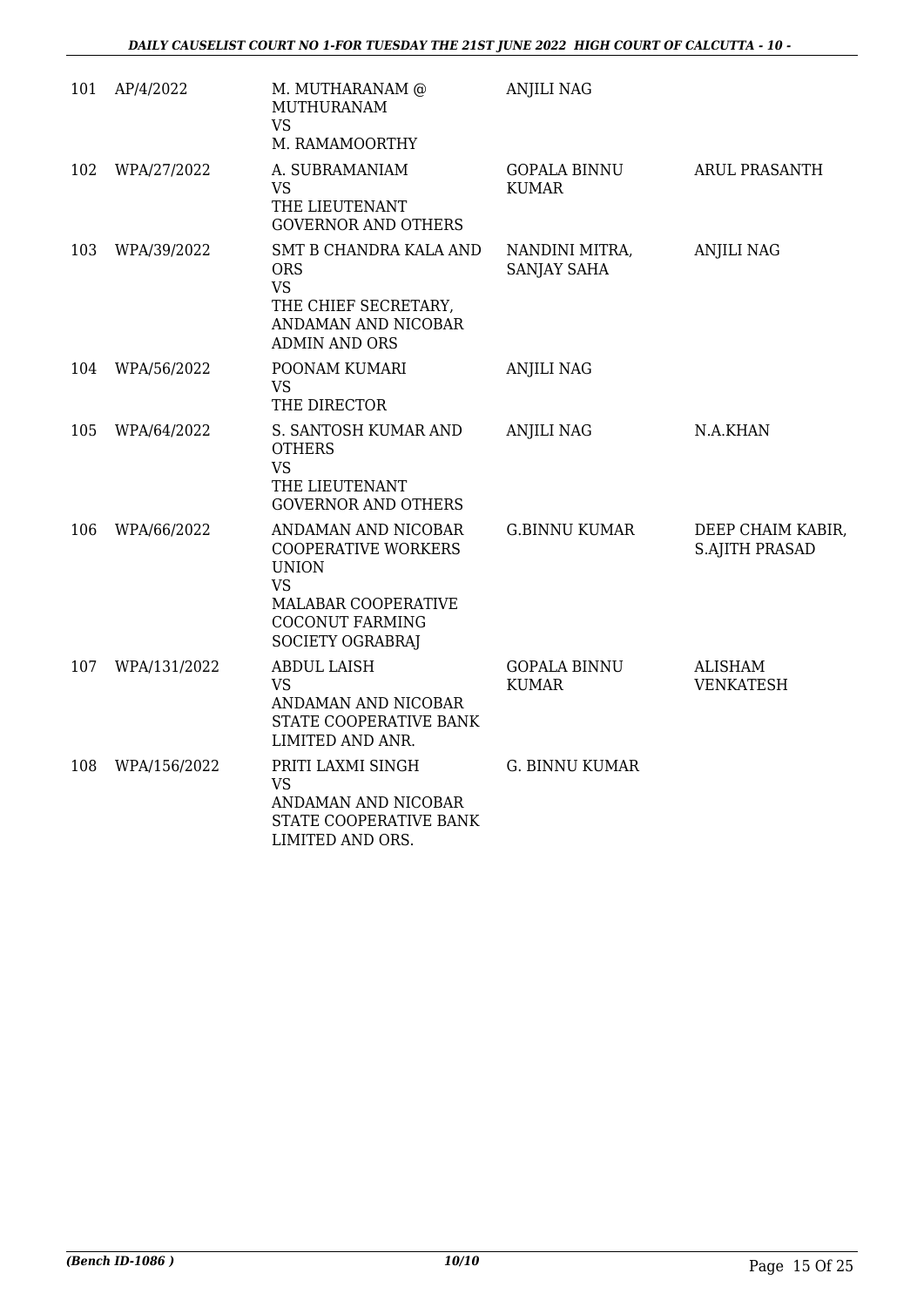| 101 | AP/4/2022 | M. MUTHARANAM @ MUTHURANAM<br>VS<br>M. RAMAMOORTHY | ANJILI NAG | |
|---|---|---|---|---|
| 102 | WPA/27/2022 | A. SUBRAMANIAM<br>VS<br>THE LIEUTENANT GOVERNOR AND OTHERS | GOPALA BINNU KUMAR | ARUL PRASANTH |
| 103 | WPA/39/2022 | SMT B CHANDRA KALA AND ORS<br>VS<br>THE CHIEF SECRETARY, ANDAMAN AND NICOBAR ADMIN AND ORS | NANDINI MITRA, SANJAY SAHA | ANJILI NAG |
| 104 | WPA/56/2022 | POONAM KUMARI<br>VS<br>THE DIRECTOR | ANJILI NAG | |
| 105 | WPA/64/2022 | S. SANTOSH KUMAR AND OTHERS<br>VS<br>THE LIEUTENANT GOVERNOR AND OTHERS | ANJILI NAG | N.A.KHAN |
| 106 | WPA/66/2022 | ANDAMAN AND NICOBAR COOPERATIVE WORKERS UNION<br>VS<br>MALABAR COOPERATIVE COCONUT FARMING SOCIETY OGRABRAJ | G.BINNU KUMAR | DEEP CHAIM KABIR, S.AJITH PRASAD |
| 107 | WPA/131/2022 | ABDUL LAISH<br>VS<br>ANDAMAN AND NICOBAR STATE COOPERATIVE BANK LIMITED AND ANR. | GOPALA BINNU KUMAR | ALISHAM VENKATESH |
| 108 | WPA/156/2022 | PRITI LAXMI SINGH<br>VS<br>ANDAMAN AND NICOBAR STATE COOPERATIVE BANK LIMITED AND ORS. | G. BINNU KUMAR | |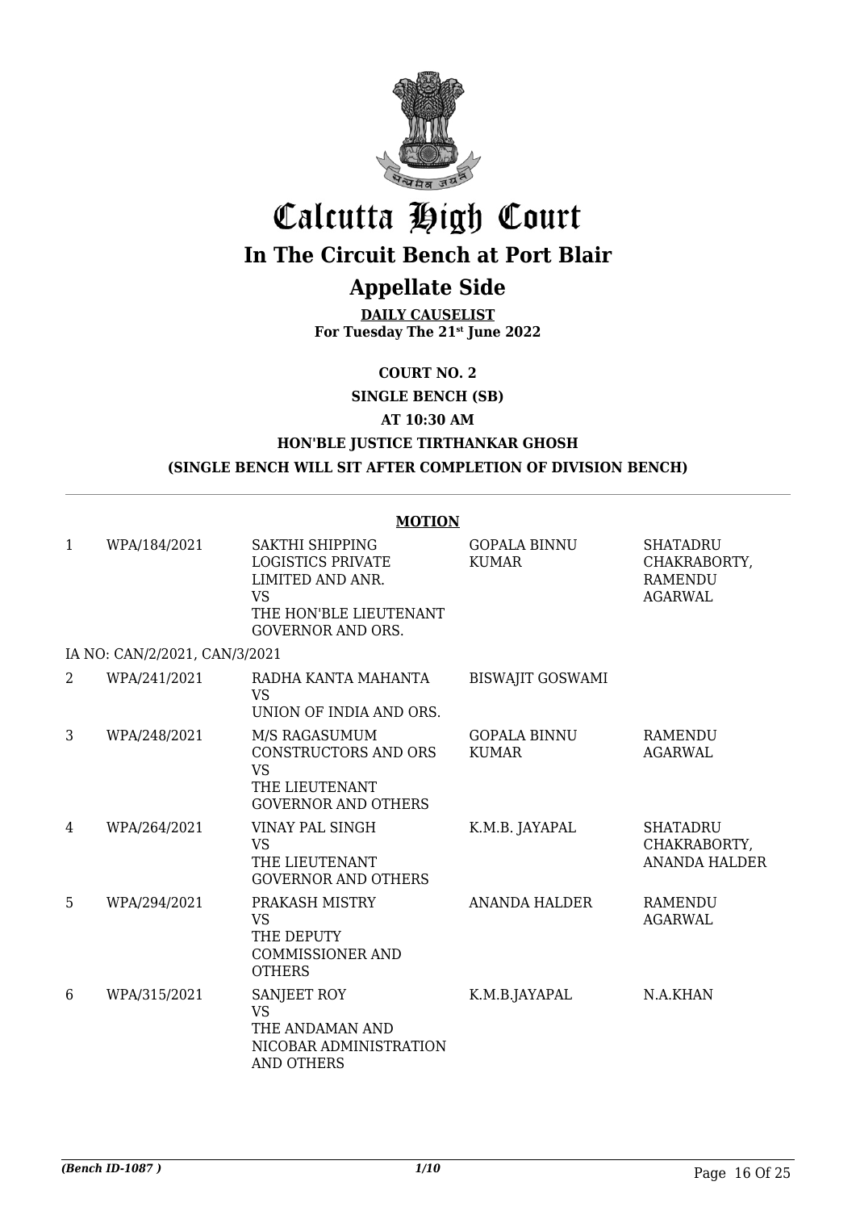# Calcutta High Court

## In The Circuit Bench at Port Blair

## Appellate Side

**DAILY CAUSELIST**
**For Tuesday The 21st June 2022**

**COURT NO. 2**

**SINGLE BENCH (SB)**

**AT 10:30 AM**

**HON'BLE JUSTICE TIRTHANKAR GHOSH**

**(SINGLE BENCH WILL SIT AFTER COMPLETION OF DIVISION BENCH)**

**MOTION**

| | | | | |
|---|---|---|---|---|
| 1 | WPA/184/2021 | SAKTHI SHIPPING LOGISTICS PRIVATE LIMITED AND ANR. VS THE HON'BLE LIEUTENANT GOVERNOR AND ORS. | GOPALA BINNU KUMAR | SHATADRU CHAKRABORTY, RAMENDU AGARWAL |
| | IA NO: CAN/2/2021, CAN/3/2021 | | | |
| 2 | WPA/241/2021 | RADHA KANTA MAHANTA VS UNION OF INDIA AND ORS. | BISWAJIT GOSWAMI | |
| 3 | WPA/248/2021 | M/S RAGASUMUM CONSTRUCTORS AND ORS VS THE LIEUTENANT GOVERNOR AND OTHERS | GOPALA BINNU KUMAR | RAMENDU AGARWAL |
| 4 | WPA/264/2021 | VINAY PAL SINGH VS THE LIEUTENANT GOVERNOR AND OTHERS | K.M.B. JAYAPAL | SHATADRU CHAKRABORTY, ANANDA HALDER |
| 5 | WPA/294/2021 | PRAKASH MISTRY VS THE DEPUTY COMMISSIONER AND OTHERS | ANANDA HALDER | RAMENDU AGARWAL |
| 6 | WPA/315/2021 | SANJEET ROY VS THE ANDAMAN AND NICOBAR ADMINISTRATION AND OTHERS | K.M.B.JAYAPAL | N.A.KHAN |

*(Bench ID-1087 )* 1/10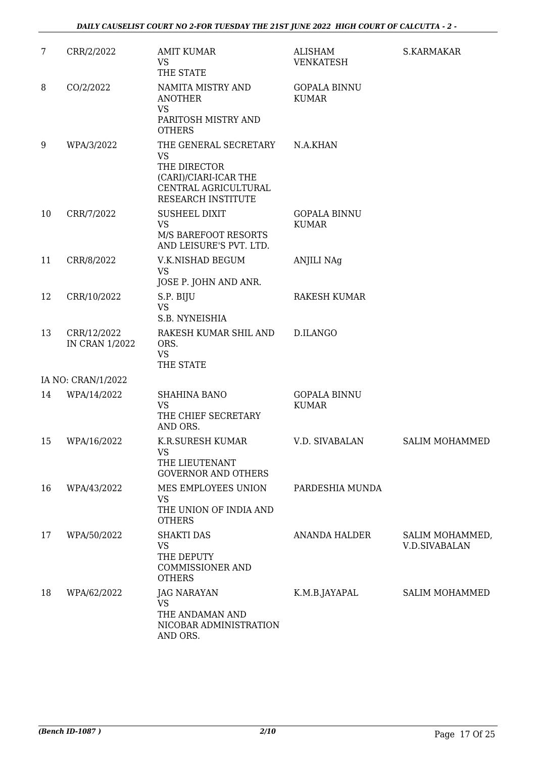| | | | | |
|---|---|---|---|---|
| 7 | CRR/2/2022 | AMIT KUMAR<br>VS<br>THE STATE | ALISHAM VENKATESH | S.KARMAKAR |
| 8 | CO/2/2022 | NAMITA MISTRY AND ANOTHER<br>VS<br>PARITOSH MISTRY AND OTHERS | GOPALA BINNU KUMAR | |
| 9 | WPA/3/2022 | THE GENERAL SECRETARY<br>VS<br>THE DIRECTOR (CARI)/CIARI-ICAR THE CENTRAL AGRICULTURAL RESEARCH INSTITUTE | N.A.KHAN | |
| 10 | CRR/7/2022 | SUSHEEL DIXIT<br>VS<br>M/S BAREFOOT RESORTS AND LEISURE'S PVT. LTD. | GOPALA BINNU KUMAR | |
| 11 | CRR/8/2022 | V.K.NISHAD BEGUM<br>VS<br>JOSE P. JOHN AND ANR. | ANJILI NAg | |
| 12 | CRR/10/2022 | S.P. BIJU<br>VS<br>S.B. NYNEISHIA | RAKESH KUMAR | |
| 13 | CRR/12/2022<br>IN CRAN 1/2022 | RAKESH KUMAR SHIL AND ORS.<br>VS<br>THE STATE | D.ILANGO | |
| IA NO: CRAN/1/2022 | | | | |
| 14 | WPA/14/2022 | SHAHINA BANO<br>VS<br>THE CHIEF SECRETARY AND ORS. | GOPALA BINNU KUMAR | |
| 15 | WPA/16/2022 | K.R.SURESH KUMAR<br>VS<br>THE LIEUTENANT GOVERNOR AND OTHERS | V.D. SIVABALAN | SALIM MOHAMMED |
| 16 | WPA/43/2022 | MES EMPLOYEES UNION<br>VS<br>THE UNION OF INDIA AND OTHERS | PARDESHIA MUNDA | |
| 17 | WPA/50/2022 | SHAKTI DAS<br>VS<br>THE DEPUTY COMMISSIONER AND OTHERS | ANANDA HALDER | SALIM MOHAMMED, V.D.SIVABALAN |
| 18 | WPA/62/2022 | JAG NARAYAN<br>VS<br>THE ANDAMAN AND NICOBAR ADMINISTRATION AND ORS. | K.M.B.JAYAPAL | SALIM MOHAMMED |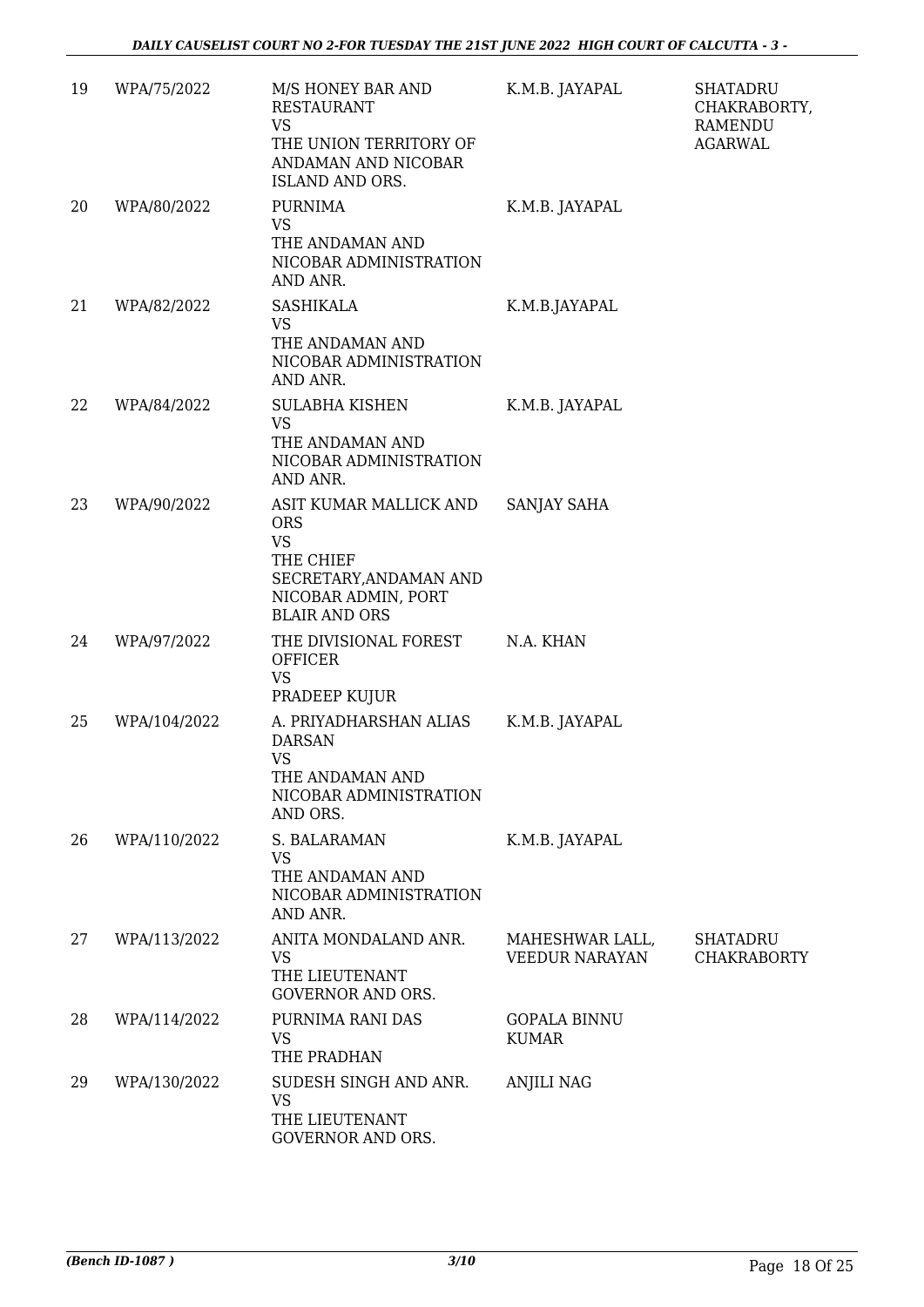| | | | | |
|---|---|---|---|---|
| 19 | WPA/75/2022 | M/S HONEY BAR AND RESTAURANT<br>VS<br>THE UNION TERRITORY OF ANDAMAN AND NICOBAR ISLAND AND ORS. | K.M.B. JAYAPAL | SHATADRU CHAKRABORTY, RAMENDU AGARWAL |
| 20 | WPA/80/2022 | PURNIMA<br>VS<br>THE ANDAMAN AND NICOBAR ADMINISTRATION AND ANR. | K.M.B. JAYAPAL | |
| 21 | WPA/82/2022 | SASHIKALA<br>VS<br>THE ANDAMAN AND NICOBAR ADMINISTRATION AND ANR. | K.M.B.JAYAPAL | |
| 22 | WPA/84/2022 | SULABHA KISHEN<br>VS<br>THE ANDAMAN AND NICOBAR ADMINISTRATION AND ANR. | K.M.B. JAYAPAL | |
| 23 | WPA/90/2022 | ASIT KUMAR MALLICK AND ORS<br>VS<br>THE CHIEF SECRETARY,ANDAMAN AND NICOBAR ADMIN, PORT BLAIR AND ORS | SANJAY SAHA | |
| 24 | WPA/97/2022 | THE DIVISIONAL FOREST OFFICER<br>VS<br>PRADEEP KUJUR | N.A. KHAN | |
| 25 | WPA/104/2022 | A. PRIYADHARSHAN ALIAS DARSAN<br>VS<br>THE ANDAMAN AND NICOBAR ADMINISTRATION AND ORS. | K.M.B. JAYAPAL | |
| 26 | WPA/110/2022 | S. BALARAMAN<br>VS<br>THE ANDAMAN AND NICOBAR ADMINISTRATION AND ANR. | K.M.B. JAYAPAL | |
| 27 | WPA/113/2022 | ANITA MONDALAND ANR.<br>VS<br>THE LIEUTENANT GOVERNOR AND ORS. | MAHESHWAR LALL, VEEDUR NARAYAN | SHATADRU CHAKRABORTY |
| 28 | WPA/114/2022 | PURNIMA RANI DAS<br>VS<br>THE PRADHAN | GOPALA BINNU KUMAR | |
| 29 | WPA/130/2022 | SUDESH SINGH AND ANR.<br>VS<br>THE LIEUTENANT GOVERNOR AND ORS. | ANJILI NAG | |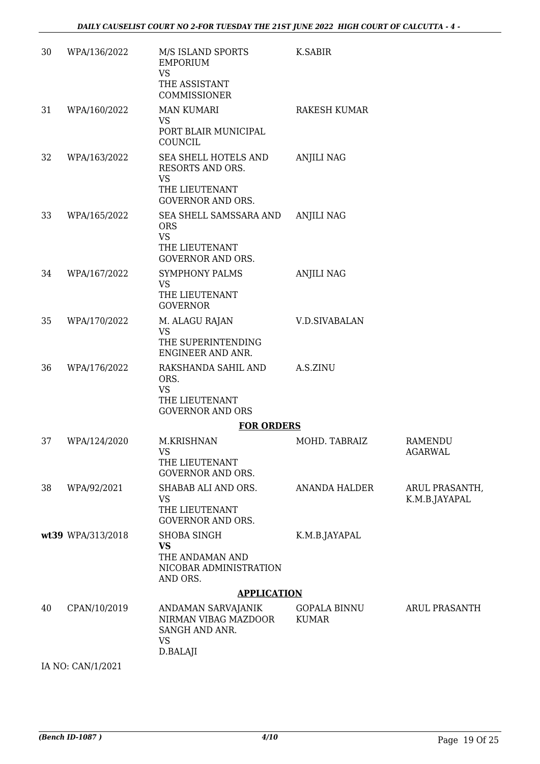| | | | | |
|---|---|---|---|---|
| 30 | WPA/136/2022 | M/S ISLAND SPORTS EMPORIUM<br>VS<br>THE ASSISTANT COMMISSIONER | K.SABIR | |
| 31 | WPA/160/2022 | MAN KUMARI<br>VS<br>PORT BLAIR MUNICIPAL COUNCIL | RAKESH KUMAR | |
| 32 | WPA/163/2022 | SEA SHELL HOTELS AND RESORTS AND ORS.<br>VS<br>THE LIEUTENANT GOVERNOR AND ORS. | ANJILI NAG | |
| 33 | WPA/165/2022 | SEA SHELL SAMSSARA AND ORS<br>VS<br>THE LIEUTENANT GOVERNOR AND ORS. | ANJILI NAG | |
| 34 | WPA/167/2022 | SYMPHONY PALMS<br>VS<br>THE LIEUTENANT GOVERNOR | ANJILI NAG | |
| 35 | WPA/170/2022 | M. ALAGU RAJAN<br>VS<br>THE SUPERINTENDING ENGINEER AND ANR. | V.D.SIVABALAN | |
| 36 | WPA/176/2022 | RAKSHANDA SAHIL AND ORS.<br>VS<br>THE LIEUTENANT GOVERNOR AND ORS | A.S.ZINU | |
| | | **FOR ORDERS** | | |
| 37 | WPA/124/2020 | M.KRISHNAN<br>VS<br>THE LIEUTENANT GOVERNOR AND ORS. | MOHD. TABRAIZ | RAMENDU AGARWAL |
| 38 | WPA/92/2021 | SHABAB ALI AND ORS.<br>VS<br>THE LIEUTENANT GOVERNOR AND ORS. | ANANDA HALDER | ARUL PRASANTH, K.M.B.JAYAPAL |
| wt39 | WPA/313/2018 | SHOBA SINGH<br>**VS**<br>THE ANDAMAN AND NICOBAR ADMINISTRATION AND ORS. | K.M.B.JAYAPAL | |
| | | **APPLICATION** | | |
| 40 | CPAN/10/2019 | ANDAMAN SARVAJANIK NIRMAN VIBAG MAZDOOR SANGH AND ANR.<br>VS<br>D.BALAJI | GOPALA BINNU KUMAR | ARUL PRASANTH |

IA NO: CAN/1/2021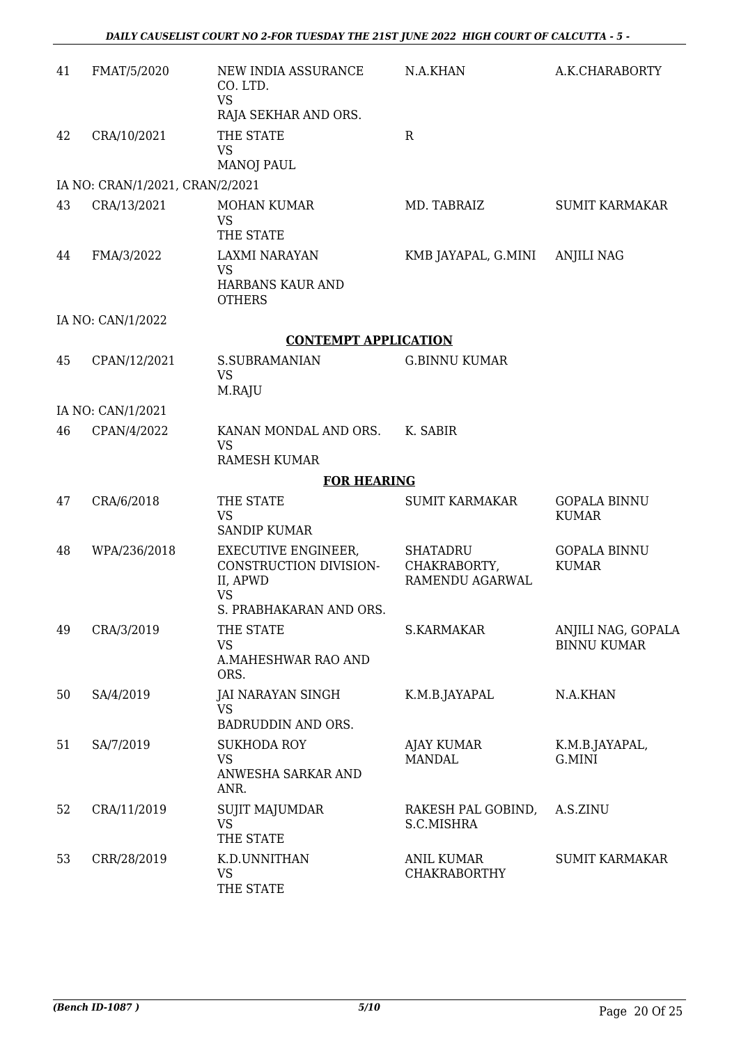| | | | | |
|---|---|---|---|---|
| 41 | FMAT/5/2020 | NEW INDIA ASSURANCE CO. LTD.<br>VS<br>RAJA SEKHAR AND ORS. | N.A.KHAN | A.K.CHARABORTY |
| 42 | CRA/10/2021 | THE STATE<br>VS<br>MANOJ PAUL | R | |
| IA NO: CRAN/1/2021, CRAN/2/2021 | | | | |
| 43 | CRA/13/2021 | MOHAN KUMAR<br>VS<br>THE STATE | MD. TABRAIZ | SUMIT KARMAKAR |
| 44 | FMA/3/2022 | LAXMI NARAYAN<br>VS<br>HARBANS KAUR AND OTHERS | KMB JAYAPAL, G.MINI | ANJILI NAG |
| IA NO: CAN/1/2022 | | | | |

**CONTEMPT APPLICATION**

| | | | | |
|---|---|---|---|---|
| 45 | CPAN/12/2021 | S.SUBRAMANIAN<br>VS<br>M.RAJU | G.BINNU KUMAR | |
| IA NO: CAN/1/2021 | | | | |
| 46 | CPAN/4/2022 | KANAN MONDAL AND ORS.<br>VS<br>RAMESH KUMAR | K. SABIR | |

**FOR HEARING**

| | | | | |
|---|---|---|---|---|
| 47 | CRA/6/2018 | THE STATE<br>VS<br>SANDIP KUMAR | SUMIT KARMAKAR | GOPALA BINNU KUMAR |
| 48 | WPA/236/2018 | EXECUTIVE ENGINEER, CONSTRUCTION DIVISION-II, APWD<br>VS<br>S. PRABHAKARAN AND ORS. | SHATADRU CHAKRABORTY, RAMENDU AGARWAL | GOPALA BINNU KUMAR |
| 49 | CRA/3/2019 | THE STATE<br>VS<br>A.MAHESHWAR RAO AND ORS. | S.KARMAKAR | ANJILI NAG, GOPALA BINNU KUMAR |
| 50 | SA/4/2019 | JAI NARAYAN SINGH<br>VS<br>BADRUDDIN AND ORS. | K.M.B.JAYAPAL | N.A.KHAN |
| 51 | SA/7/2019 | SUKHODA ROY<br>VS<br>ANWESHA SARKAR AND ANR. | AJAY KUMAR MANDAL | K.M.B.JAYAPAL, G.MINI |
| 52 | CRA/11/2019 | SUJIT MAJUMDAR<br>VS<br>THE STATE | RAKESH PAL GOBIND, S.C.MISHRA | A.S.ZINU |
| 53 | CRR/28/2019 | K.D.UNNITHAN<br>VS<br>THE STATE | ANIL KUMAR CHAKRABORTHY | SUMIT KARMAKAR |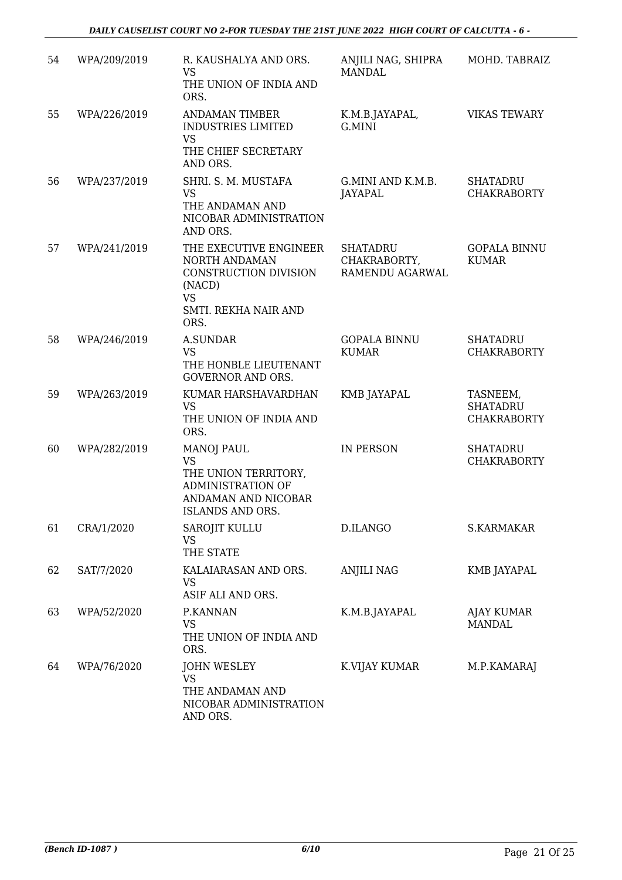| 54 | WPA/209/2019 | R. KAUSHALYA AND ORS.<br>VS<br>THE UNION OF INDIA AND ORS. | ANJILI NAG, SHIPRA MANDAL | MOHD. TABRAIZ |
|---|---|---|---|---|
| 55 | WPA/226/2019 | ANDAMAN TIMBER INDUSTRIES LIMITED<br>VS<br>THE CHIEF SECRETARY AND ORS. | K.M.B.JAYAPAL, G.MINI | VIKAS TEWARY |
| 56 | WPA/237/2019 | SHRI. S. M. MUSTAFA<br>VS<br>THE ANDAMAN AND NICOBAR ADMINISTRATION AND ORS. | G.MINI AND K.M.B. JAYAPAL | SHATADRU CHAKRABORTY |
| 57 | WPA/241/2019 | THE EXECUTIVE ENGINEER NORTH ANDAMAN CONSTRUCTION DIVISION (NACD)<br>VS<br>SMTI. REKHA NAIR AND ORS. | SHATADRU CHAKRABORTY, RAMENDU AGARWAL | GOPALA BINNU KUMAR |
| 58 | WPA/246/2019 | A.SUNDAR<br>VS<br>THE HONBLE LIEUTENANT GOVERNOR AND ORS. | GOPALA BINNU KUMAR | SHATADRU CHAKRABORTY |
| 59 | WPA/263/2019 | KUMAR HARSHAVARDHAN<br>VS<br>THE UNION OF INDIA AND ORS. | KMB JAYAPAL | TASNEEM, SHATADRU CHAKRABORTY |
| 60 | WPA/282/2019 | MANOJ PAUL<br>VS<br>THE UNION TERRITORY, ADMINISTRATION OF ANDAMAN AND NICOBAR ISLANDS AND ORS. | IN PERSON | SHATADRU CHAKRABORTY |
| 61 | CRA/1/2020 | SAROJIT KULLU<br>VS<br>THE STATE | D.ILANGO | S.KARMAKAR |
| 62 | SAT/7/2020 | KALAIARASAN AND ORS.<br>VS<br>ASIF ALI AND ORS. | ANJILI NAG | KMB JAYAPAL |
| 63 | WPA/52/2020 | P.KANNAN<br>VS<br>THE UNION OF INDIA AND ORS. | K.M.B.JAYAPAL | AJAY KUMAR MANDAL |
| 64 | WPA/76/2020 | JOHN WESLEY<br>VS<br>THE ANDAMAN AND NICOBAR ADMINISTRATION AND ORS. | K.VIJAY KUMAR | M.P.KAMARAJ |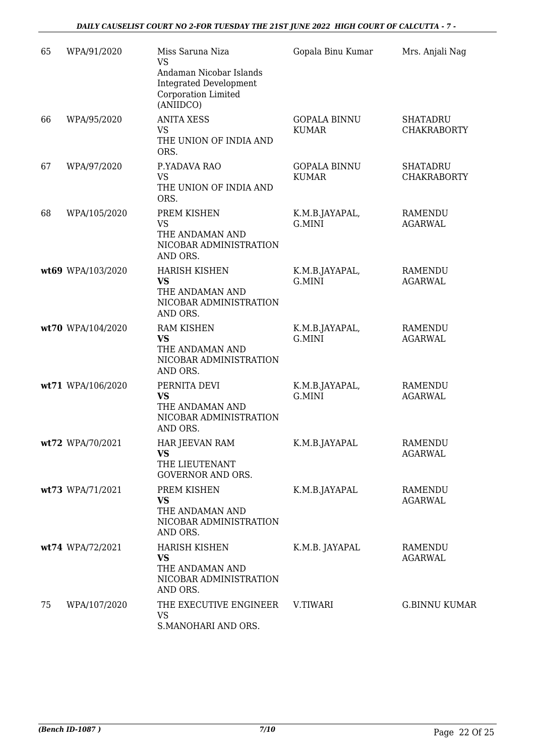| | | | | |
|---|---|---|---|---|
| 65 | WPA/91/2020 | Miss Saruna Niza<br>VS<br>Andaman Nicobar Islands Integrated Development Corporation Limited (ANIIDCO) | Gopala Binu Kumar | Mrs. Anjali Nag |
| 66 | WPA/95/2020 | ANITA XESS<br>VS<br>THE UNION OF INDIA AND ORS. | GOPALA BINNU KUMAR | SHATADRU CHAKRABORTY |
| 67 | WPA/97/2020 | P.YADAVA RAO<br>VS<br>THE UNION OF INDIA AND ORS. | GOPALA BINNU KUMAR | SHATADRU CHAKRABORTY |
| 68 | WPA/105/2020 | PREM KISHEN<br>VS<br>THE ANDAMAN AND NICOBAR ADMINISTRATION AND ORS. | K.M.B.JAYAPAL, G.MINI | RAMENDU AGARWAL |
| **wt69** | WPA/103/2020 | HARISH KISHEN<br>**VS**<br>THE ANDAMAN AND NICOBAR ADMINISTRATION AND ORS. | K.M.B.JAYAPAL, G.MINI | RAMENDU AGARWAL |
| **wt70** | WPA/104/2020 | RAM KISHEN<br>**VS**<br>THE ANDAMAN AND NICOBAR ADMINISTRATION AND ORS. | K.M.B.JAYAPAL, G.MINI | RAMENDU AGARWAL |
| **wt71** | WPA/106/2020 | PERNITA DEVI<br>**VS**<br>THE ANDAMAN AND NICOBAR ADMINISTRATION AND ORS. | K.M.B.JAYAPAL, G.MINI | RAMENDU AGARWAL |
| **wt72** | WPA/70/2021 | HAR JEEVAN RAM<br>**VS**<br>THE LIEUTENANT GOVERNOR AND ORS. | K.M.B.JAYAPAL | RAMENDU AGARWAL |
| **wt73** | WPA/71/2021 | PREM KISHEN<br>**VS**<br>THE ANDAMAN AND NICOBAR ADMINISTRATION AND ORS. | K.M.B.JAYAPAL | RAMENDU AGARWAL |
| **wt74** | WPA/72/2021 | HARISH KISHEN<br>**VS**<br>THE ANDAMAN AND NICOBAR ADMINISTRATION AND ORS. | K.M.B. JAYAPAL | RAMENDU AGARWAL |
| 75 | WPA/107/2020 | THE EXECUTIVE ENGINEER<br>VS<br>S.MANOHARI AND ORS. | V.TIWARI | G.BINNU KUMAR |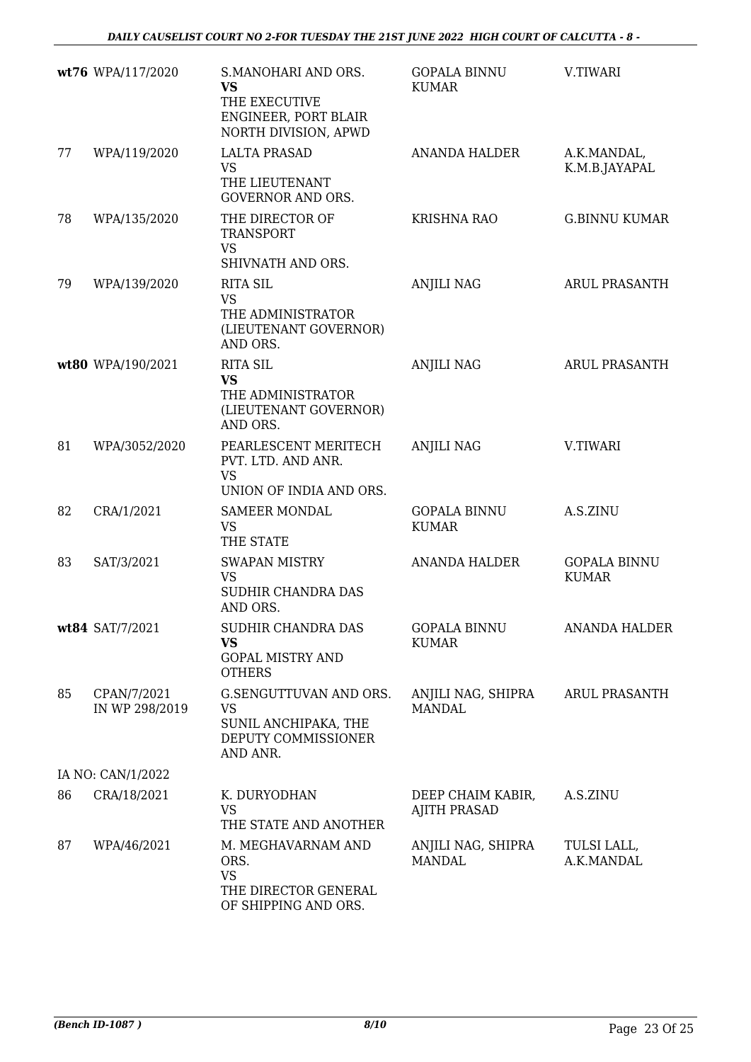| | | | | |
|---|---|---|---|---|
| **wt76** | WPA/117/2020 | S.MANOHARI AND ORS.<br>**VS**<br>THE EXECUTIVE ENGINEER, PORT BLAIR NORTH DIVISION, APWD | GOPALA BINNU KUMAR | V.TIWARI |
| 77 | WPA/119/2020 | LALTA PRASAD<br>VS<br>THE LIEUTENANT GOVERNOR AND ORS. | ANANDA HALDER | A.K.MANDAL, K.M.B.JAYAPAL |
| 78 | WPA/135/2020 | THE DIRECTOR OF TRANSPORT<br>VS<br>SHIVNATH AND ORS. | KRISHNA RAO | G.BINNU KUMAR |
| 79 | WPA/139/2020 | RITA SIL<br>VS<br>THE ADMINISTRATOR (LIEUTENANT GOVERNOR) AND ORS. | ANJILI NAG | ARUL PRASANTH |
| **wt80** | WPA/190/2021 | RITA SIL<br>**VS**<br>THE ADMINISTRATOR (LIEUTENANT GOVERNOR) AND ORS. | ANJILI NAG | ARUL PRASANTH |
| 81 | WPA/3052/2020 | PEARLESCENT MERITECH PVT. LTD. AND ANR.<br>VS<br>UNION OF INDIA AND ORS. | ANJILI NAG | V.TIWARI |
| 82 | CRA/1/2021 | SAMEER MONDAL<br>VS<br>THE STATE | GOPALA BINNU KUMAR | A.S.ZINU |
| 83 | SAT/3/2021 | SWAPAN MISTRY<br>VS<br>SUDHIR CHANDRA DAS AND ORS. | ANANDA HALDER | GOPALA BINNU KUMAR |
| **wt84** | SAT/7/2021 | SUDHIR CHANDRA DAS<br>**VS**<br>GOPAL MISTRY AND OTHERS | GOPALA BINNU KUMAR | ANANDA HALDER |
| 85 | CPAN/7/2021 IN WP 298/2019 | G.SENGUTTUVAN AND ORS.<br>VS<br>SUNIL ANCHIPAKA, THE DEPUTY COMMISSIONER AND ANR. | ANJILI NAG, SHIPRA MANDAL | ARUL PRASANTH |
| IA NO: CAN/1/2022 | | | | |
| 86 | CRA/18/2021 | K. DURYODHAN<br>VS<br>THE STATE AND ANOTHER | DEEP CHAIM KABIR, AJITH PRASAD | A.S.ZINU |
| 87 | WPA/46/2021 | M. MEGHAVARNAM AND ORS.<br>VS<br>THE DIRECTOR GENERAL OF SHIPPING AND ORS. | ANJILI NAG, SHIPRA MANDAL | TULSI LALL, A.K.MANDAL |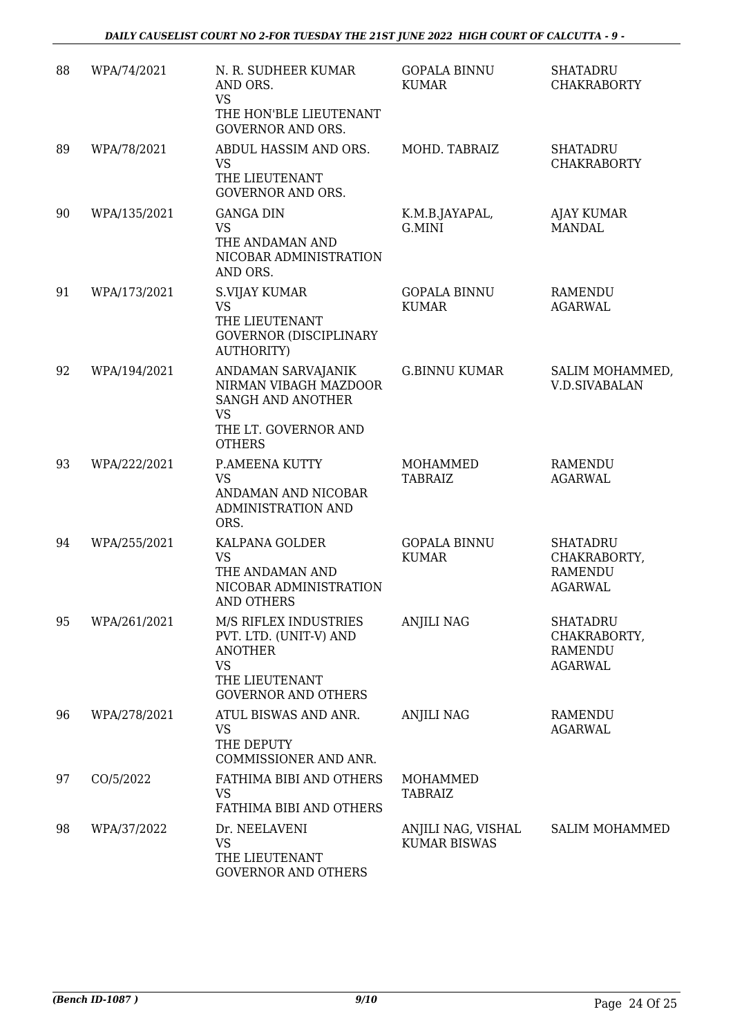| 88 | WPA/74/2021 | N. R. SUDHEER KUMAR AND ORS. VS THE HON'BLE LIEUTENANT GOVERNOR AND ORS. | GOPALA BINNU KUMAR | SHATADRU CHAKRABORTY |
|---|---|---|---|---|
| 89 | WPA/78/2021 | ABDUL HASSIM AND ORS. VS THE LIEUTENANT GOVERNOR AND ORS. | MOHD. TABRAIZ | SHATADRU CHAKRABORTY |
| 90 | WPA/135/2021 | GANGA DIN VS THE ANDAMAN AND NICOBAR ADMINISTRATION AND ORS. | K.M.B.JAYAPAL, G.MINI | AJAY KUMAR MANDAL |
| 91 | WPA/173/2021 | S.VIJAY KUMAR VS THE LIEUTENANT GOVERNOR (DISCIPLINARY AUTHORITY) | GOPALA BINNU KUMAR | RAMENDU AGARWAL |
| 92 | WPA/194/2021 | ANDAMAN SARVAJANIK NIRMAN VIBAGH MAZDOOR SANGH AND ANOTHER VS THE LT. GOVERNOR AND OTHERS | G.BINNU KUMAR | SALIM MOHAMMED, V.D.SIVABALAN |
| 93 | WPA/222/2021 | P.AMEENA KUTTY VS ANDAMAN AND NICOBAR ADMINISTRATION AND ORS. | MOHAMMED TABRAIZ | RAMENDU AGARWAL |
| 94 | WPA/255/2021 | KALPANA GOLDER VS THE ANDAMAN AND NICOBAR ADMINISTRATION AND OTHERS | GOPALA BINNU KUMAR | SHATADRU CHAKRABORTY, RAMENDU AGARWAL |
| 95 | WPA/261/2021 | M/S RIFLEX INDUSTRIES PVT. LTD. (UNIT-V) AND ANOTHER VS THE LIEUTENANT GOVERNOR AND OTHERS | ANJILI NAG | SHATADRU CHAKRABORTY, RAMENDU AGARWAL |
| 96 | WPA/278/2021 | ATUL BISWAS AND ANR. VS THE DEPUTY COMMISSIONER AND ANR. | ANJILI NAG | RAMENDU AGARWAL |
| 97 | CO/5/2022 | FATHIMA BIBI AND OTHERS VS FATHIMA BIBI AND OTHERS | MOHAMMED TABRAIZ | |
| 98 | WPA/37/2022 | Dr. NEELAVENI VS THE LIEUTENANT GOVERNOR AND OTHERS | ANJILI NAG, VISHAL KUMAR BISWAS | SALIM MOHAMMED |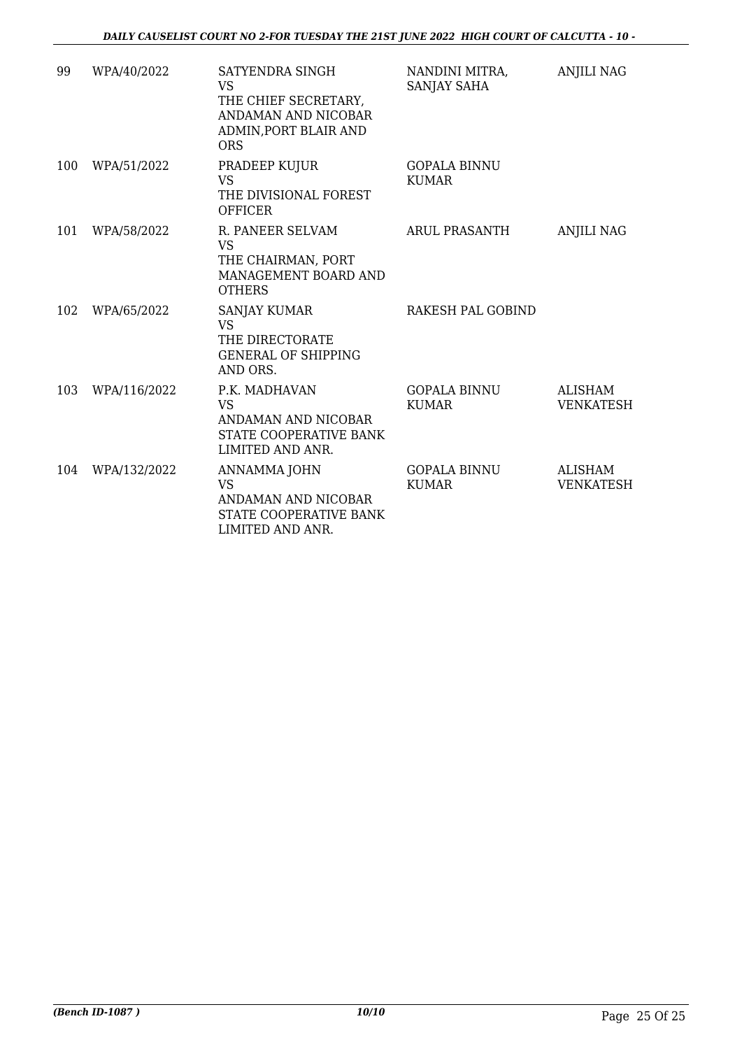| | | | | |
|---|---|---|---|---|
| 99 | WPA/40/2022 | SATYENDRA SINGH<br>VS<br>THE CHIEF SECRETARY, ANDAMAN AND NICOBAR ADMIN,PORT BLAIR AND ORS | NANDINI MITRA, SANJAY SAHA | ANJILI NAG |
| 100 | WPA/51/2022 | PRADEEP KUJUR<br>VS<br>THE DIVISIONAL FOREST OFFICER | GOPALA BINNU KUMAR | |
| 101 | WPA/58/2022 | R. PANEER SELVAM<br>VS<br>THE CHAIRMAN, PORT MANAGEMENT BOARD AND OTHERS | ARUL PRASANTH | ANJILI NAG |
| 102 | WPA/65/2022 | SANJAY KUMAR<br>VS<br>THE DIRECTORATE GENERAL OF SHIPPING AND ORS. | RAKESH PAL GOBIND | |
| 103 | WPA/116/2022 | P.K. MADHAVAN<br>VS<br>ANDAMAN AND NICOBAR STATE COOPERATIVE BANK LIMITED AND ANR. | GOPALA BINNU KUMAR | ALISHAM VENKATESH |
| 104 | WPA/132/2022 | ANNAMMA JOHN<br>VS<br>ANDAMAN AND NICOBAR STATE COOPERATIVE BANK LIMITED AND ANR. | GOPALA BINNU KUMAR | ALISHAM VENKATESH |

*(Bench ID-1087 )* 10/10